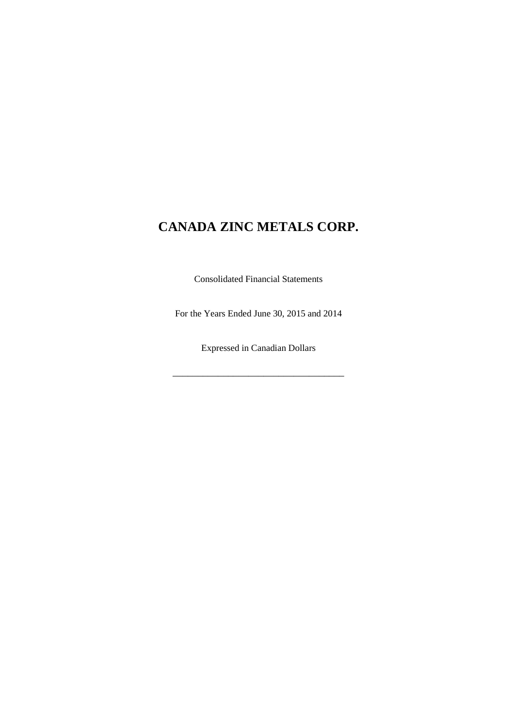# CANADA ZINC METALS CORP.

Consolidated Financial Statements

For the Years Ended June 30, 2015 and 2014

Expressed in Canadian Dollars

___________________________________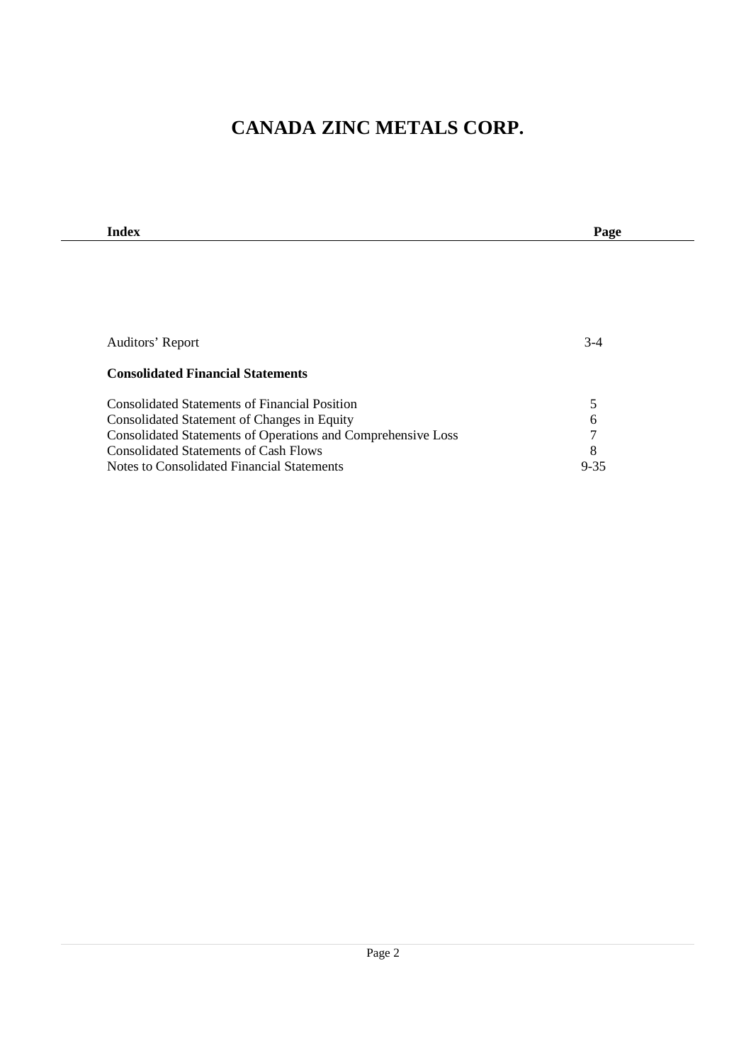# CANADA ZINC METALS CORP.

| Index | Page |
|---|---|
| Auditors' Report | 3-4 |
| **Consolidated Financial Statements** | |
| Consolidated Statements of Financial Position | 5 |
| Consolidated Statement of Changes in Equity | 6 |
| Consolidated Statements of Operations and Comprehensive Loss | 7 |
| Consolidated Statements of Cash Flows | 8 |
| Notes to Consolidated Financial Statements | 9-35 |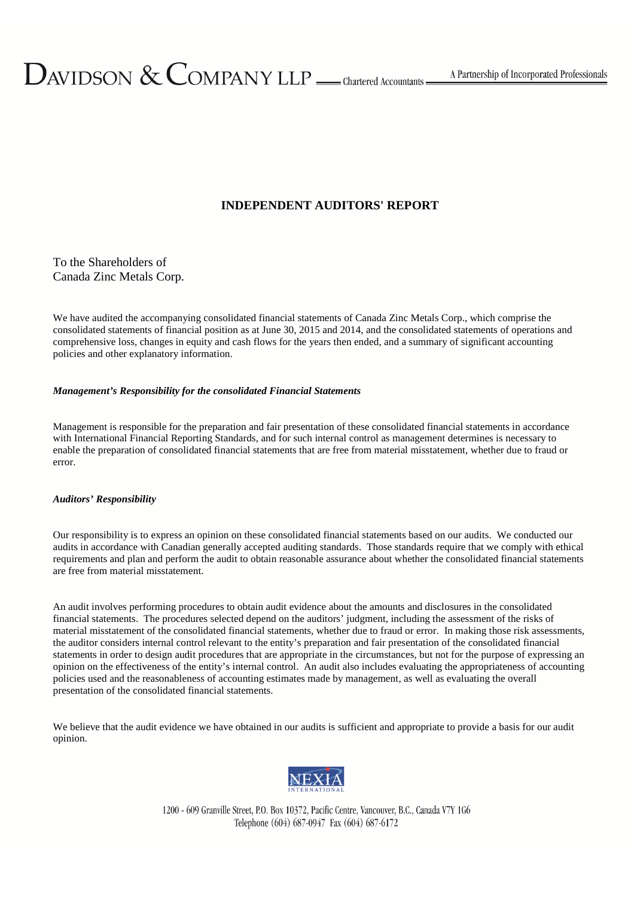DAVIDSON & COMPANY LLP Chartered Accountants A Partnership of Incorporated Professionals

## INDEPENDENT AUDITORS' REPORT

To the Shareholders of
Canada Zinc Metals Corp.

We have audited the accompanying consolidated financial statements of Canada Zinc Metals Corp., which comprise the consolidated statements of financial position as at June 30, 2015 and 2014, and the consolidated statements of operations and comprehensive loss, changes in equity and cash flows for the years then ended, and a summary of significant accounting policies and other explanatory information.

***Management's Responsibility for the consolidated Financial Statements***

Management is responsible for the preparation and fair presentation of these consolidated financial statements in accordance with International Financial Reporting Standards, and for such internal control as management determines is necessary to enable the preparation of consolidated financial statements that are free from material misstatement, whether due to fraud or error.

***Auditors' Responsibility***

Our responsibility is to express an opinion on these consolidated financial statements based on our audits. We conducted our audits in accordance with Canadian generally accepted auditing standards. Those standards require that we comply with ethical requirements and plan and perform the audit to obtain reasonable assurance about whether the consolidated financial statements are free from material misstatement.

An audit involves performing procedures to obtain audit evidence about the amounts and disclosures in the consolidated financial statements. The procedures selected depend on the auditors' judgment, including the assessment of the risks of material misstatement of the consolidated financial statements, whether due to fraud or error. In making those risk assessments, the auditor considers internal control relevant to the entity's preparation and fair presentation of the consolidated financial statements in order to design audit procedures that are appropriate in the circumstances, but not for the purpose of expressing an opinion on the effectiveness of the entity's internal control. An audit also includes evaluating the appropriateness of accounting policies used and the reasonableness of accounting estimates made by management, as well as evaluating the overall presentation of the consolidated financial statements.

We believe that the audit evidence we have obtained in our audits is sufficient and appropriate to provide a basis for our audit opinion.

NEXIA INTERNATIONAL

1200 - 609 Granville Street, P.O. Box 10372, Pacific Centre, Vancouver, B.C., Canada V7Y 1G6
Telephone (604) 687-0947 Fax (604) 687-6172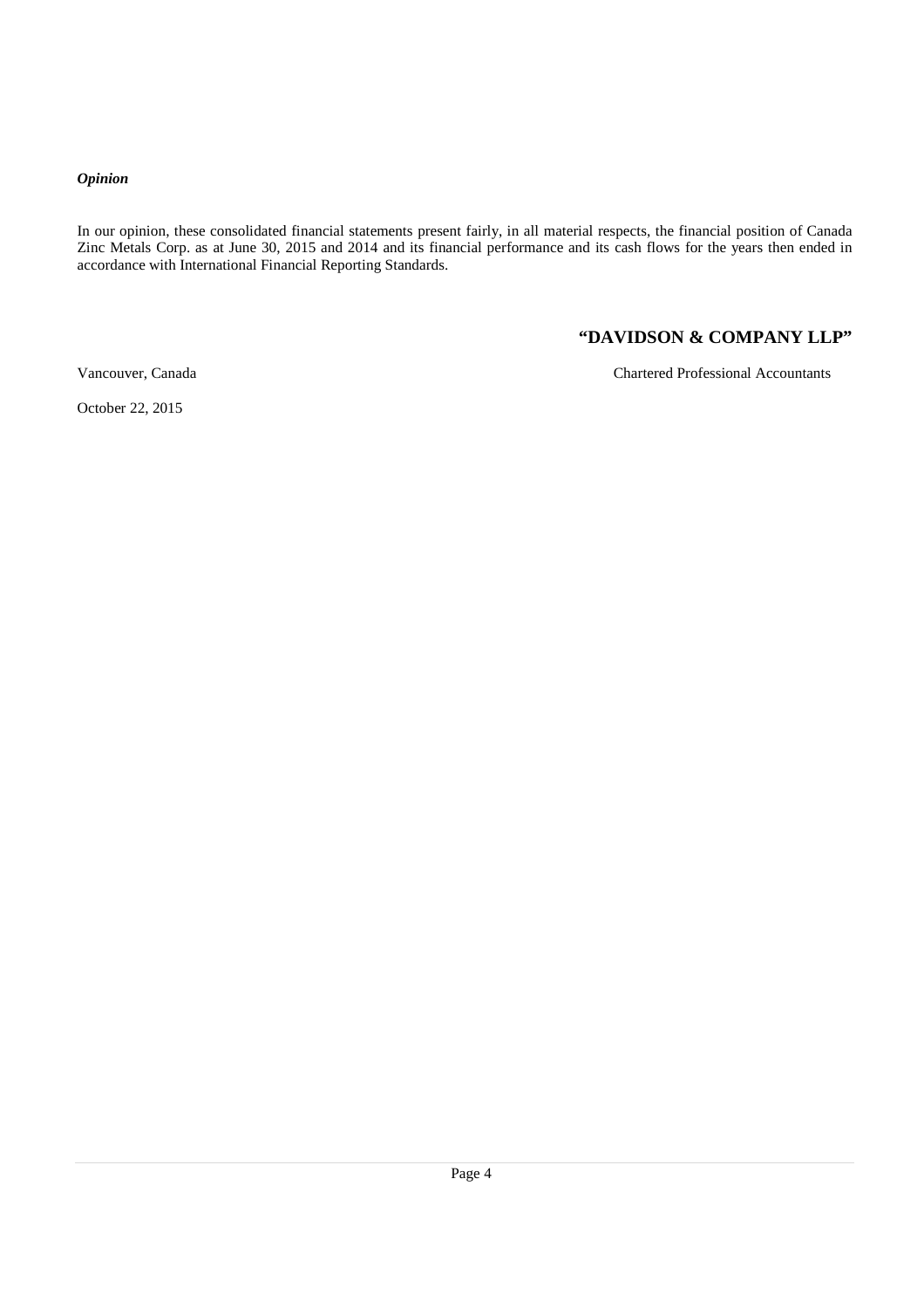***Opinion***

In our opinion, these consolidated financial statements present fairly, in all material respects, the financial position of Canada Zinc Metals Corp. as at June 30, 2015 and 2014 and its financial performance and its cash flows for the years then ended in accordance with International Financial Reporting Standards.

**"DAVIDSON & COMPANY LLP"**

Vancouver, Canada

Chartered Professional Accountants

October 22, 2015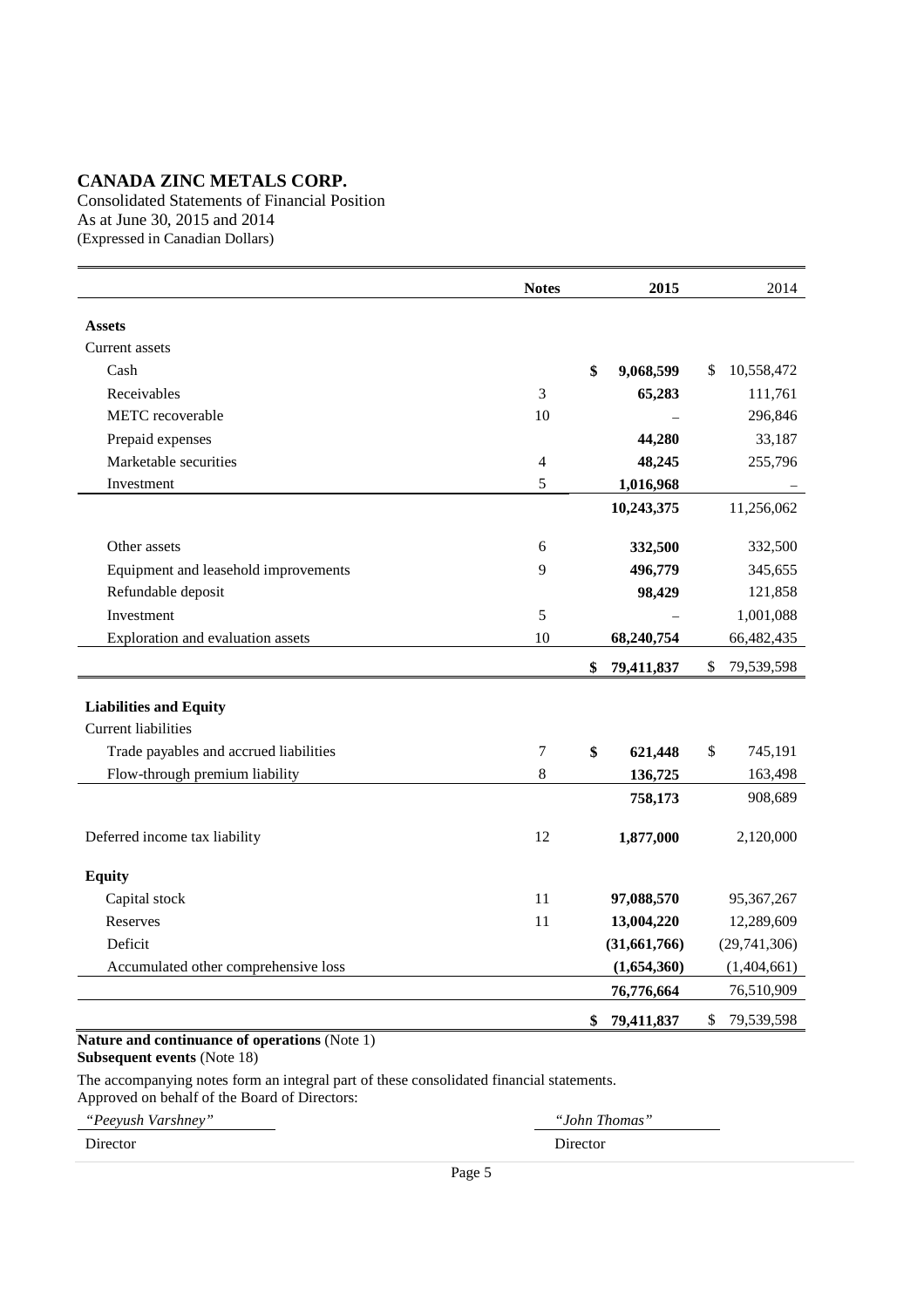# CANADA ZINC METALS CORP.

Consolidated Statements of Financial Position
As at June 30, 2015 and 2014
(Expressed in Canadian Dollars)

| | Notes | 2015 | 2014 |
|---|---|---|---|
| **Assets** | | | |
| Current assets | | | |
| Cash | | **$ 9,068,599** | $ 10,558,472 |
| Receivables | 3 | **65,283** | 111,761 |
| METC recoverable | 10 | – | 296,846 |
| Prepaid expenses | | **44,280** | 33,187 |
| Marketable securities | 4 | **48,245** | 255,796 |
| Investment | 5 | **1,016,968** | – |
| | | **10,243,375** | 11,256,062 |
| Other assets | 6 | **332,500** | 332,500 |
| Equipment and leasehold improvements | 9 | **496,779** | 345,655 |
| Refundable deposit | | **98,429** | 121,858 |
| Investment | 5 | – | 1,001,088 |
| Exploration and evaluation assets | 10 | **68,240,754** | 66,482,435 |
| | | **$ 79,411,837** | $ 79,539,598 |
| **Liabilities and Equity** | | | |
| Current liabilities | | | |
| Trade payables and accrued liabilities | 7 | **$ 621,448** | $ 745,191 |
| Flow-through premium liability | 8 | **136,725** | 163,498 |
| | | **758,173** | 908,689 |
| Deferred income tax liability | 12 | **1,877,000** | 2,120,000 |
| **Equity** | | | |
| Capital stock | 11 | **97,088,570** | 95,367,267 |
| Reserves | 11 | **13,004,220** | 12,289,609 |
| Deficit | | **(31,661,766)** | (29,741,306) |
| Accumulated other comprehensive loss | | **(1,654,360)** | (1,404,661) |
| | | **76,776,664** | 76,510,909 |
| | | **$ 79,411,837** | $ 79,539,598 |

**Nature and continuance of operations** (Note 1)
**Subsequent events** (Note 18)

The accompanying notes form an integral part of these consolidated financial statements.
Approved on behalf of the Board of Directors:

| *"Peeyush Varshney"* | *"John Thomas"* |
|---|---|
| Director | Director |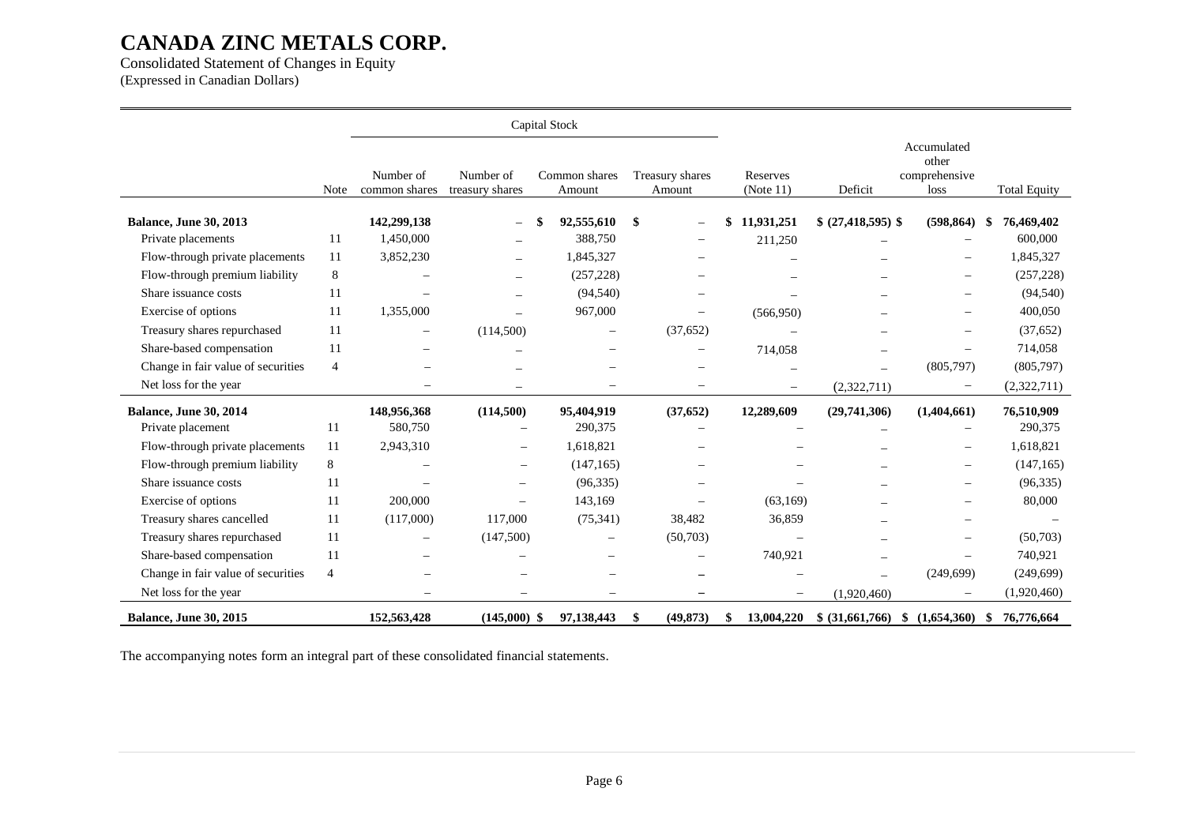# CANADA ZINC METALS CORP.

Consolidated Statement of Changes in Equity
(Expressed in Canadian Dollars)

| | Note | Capital Stock | | | | | | | |
|---|---|---|---|---|---|---|---|---|---|
| | | Number of common shares | Number of treasury shares | Common shares Amount | Treasury shares Amount | Reserves (Note 11) | Deficit | Accumulated other comprehensive loss | Total Equity |
| **Balance, June 30, 2013** | | **142,299,138** | – | **$ 92,555,610** | **$** – | **$ 11,931,251** | **$ (27,418,595)** | **$ (598,864)** | **$ 76,469,402** |
| Private placements | 11 | 1,450,000 | – | 388,750 | – | 211,250 | – | – | 600,000 |
| Flow-through private placements | 11 | 3,852,230 | – | 1,845,327 | – | – | – | – | 1,845,327 |
| Flow-through premium liability | 8 | – | – | (257,228) | – | – | – | – | (257,228) |
| Share issuance costs | 11 | – | – | (94,540) | – | – | – | – | (94,540) |
| Exercise of options | 11 | 1,355,000 | – | 967,000 | – | (566,950) | – | – | 400,050 |
| Treasury shares repurchased | 11 | – | (114,500) | – | (37,652) | – | – | – | (37,652) |
| Share-based compensation | 11 | – | – | – | – | 714,058 | – | – | 714,058 |
| Change in fair value of securities | 4 | – | – | – | – | – | – | (805,797) | (805,797) |
| Net loss for the year | | – | – | – | – | – | (2,322,711) | – | (2,322,711) |
| **Balance, June 30, 2014** | | **148,956,368** | **(114,500)** | **95,404,919** | **(37,652)** | **12,289,609** | **(29,741,306)** | **(1,404,661)** | **76,510,909** |
| Private placement | 11 | 580,750 | – | 290,375 | – | – | – | – | 290,375 |
| Flow-through private placements | 11 | 2,943,310 | – | 1,618,821 | – | – | – | – | 1,618,821 |
| Flow-through premium liability | 8 | – | – | (147,165) | – | – | – | – | (147,165) |
| Share issuance costs | 11 | – | – | (96,335) | – | – | – | – | (96,335) |
| Exercise of options | 11 | 200,000 | – | 143,169 | – | (63,169) | – | – | 80,000 |
| Treasury shares cancelled | 11 | (117,000) | 117,000 | (75,341) | 38,482 | 36,859 | – | – | – |
| Treasury shares repurchased | 11 | – | (147,500) | – | (50,703) | – | – | – | (50,703) |
| Share-based compensation | 11 | – | – | – | – | 740,921 | – | – | 740,921 |
| Change in fair value of securities | 4 | – | – | – | – | – | – | (249,699) | (249,699) |
| Net loss for the year | | – | – | – | – | – | (1,920,460) | – | (1,920,460) |
| **Balance, June 30, 2015** | | **152,563,428** | **(145,000)** | **$ 97,138,443** | **$ (49,873)** | **$ 13,004,220** | **$ (31,661,766)** | **$ (1,654,360)** | **$ 76,776,664** |

The accompanying notes form an integral part of these consolidated financial statements.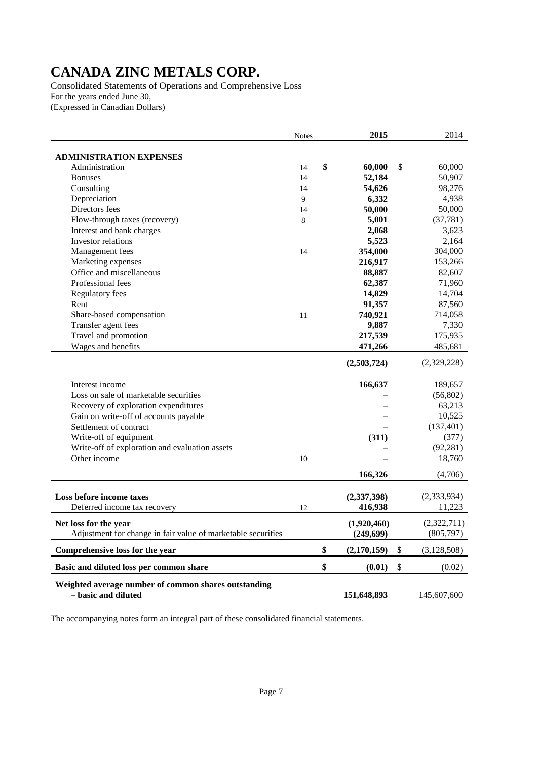# CANADA ZINC METALS CORP.

Consolidated Statements of Operations and Comprehensive Loss
For the years ended June 30,
(Expressed in Canadian Dollars)

| | Notes | 2015 | 2014 |
|---|---|---|---|
| **ADMINISTRATION EXPENSES** | | | |
| Administration | 14 | **$ 60,000** | $ 60,000 |
| Bonuses | 14 | **52,184** | 50,907 |
| Consulting | 14 | **54,626** | 98,276 |
| Depreciation | 9 | **6,332** | 4,938 |
| Directors fees | 14 | **50,000** | 50,000 |
| Flow-through taxes (recovery) | 8 | **5,001** | (37,781) |
| Interest and bank charges | | **2,068** | 3,623 |
| Investor relations | | **5,523** | 2,164 |
| Management fees | 14 | **354,000** | 304,000 |
| Marketing expenses | | **216,917** | 153,266 |
| Office and miscellaneous | | **88,887** | 82,607 |
| Professional fees | | **62,387** | 71,960 |
| Regulatory fees | | **14,829** | 14,704 |
| Rent | | **91,357** | 87,560 |
| Share-based compensation | 11 | **740,921** | 714,058 |
| Transfer agent fees | | **9,887** | 7,330 |
| Travel and promotion | | **217,539** | 175,935 |
| Wages and benefits | | **471,266** | 485,681 |
| | | **(2,503,724)** | (2,329,228) |
| Interest income | | **166,637** | 189,657 |
| Loss on sale of marketable securities | | **–** | (56,802) |
| Recovery of exploration expenditures | | **–** | 63,213 |
| Gain on write-off of accounts payable | | **–** | 10,525 |
| Settlement of contract | | **–** | (137,401) |
| Write-off of equipment | | **(311)** | (377) |
| Write-off of exploration and evaluation assets | | **–** | (92,281) |
| Other income | 10 | **–** | 18,760 |
| | | **166,326** | (4,706) |
| **Loss before income taxes** | | **(2,337,398)** | (2,333,934) |
| Deferred income tax recovery | 12 | **416,938** | 11,223 |
| **Net loss for the year** | | **(1,920,460)** | (2,322,711) |
| Adjustment for change in fair value of marketable securities | | **(249,699)** | (805,797) |
| **Comprehensive loss for the year** | | **$ (2,170,159)** | $ (3,128,508) |
| **Basic and diluted loss per common share** | | **$ (0.01)** | $ (0.02) |
| **Weighted average number of common shares outstanding – basic and diluted** | | **151,648,893** | 145,607,600 |

The accompanying notes form an integral part of these consolidated financial statements.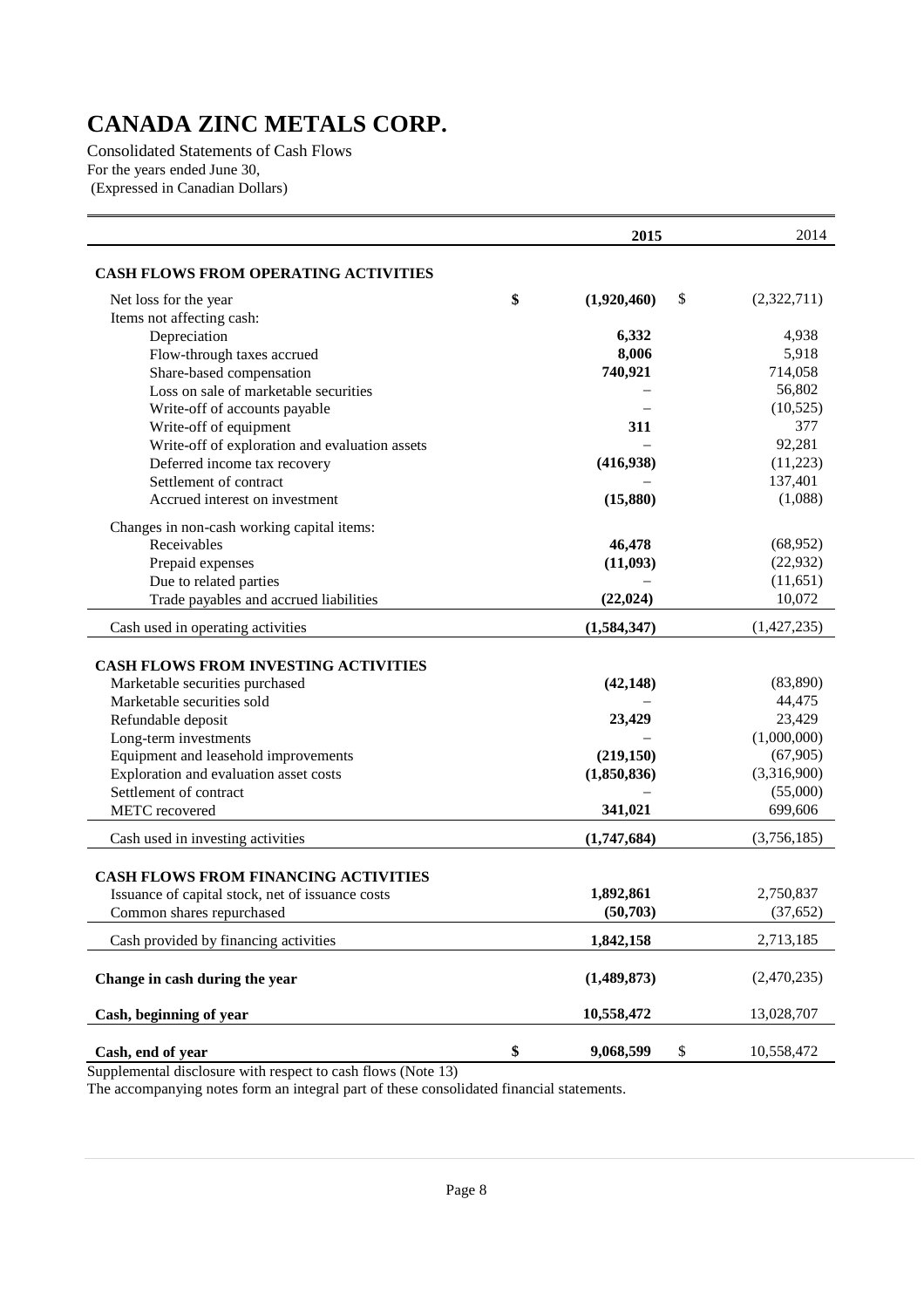# CANADA ZINC METALS CORP.

Consolidated Statements of Cash Flows
For the years ended June 30,
(Expressed in Canadian Dollars)

| | 2015 | 2014 |
|---|---|---|
| **CASH FLOWS FROM OPERATING ACTIVITIES** | | |
| Net loss for the year | $ (1,920,460) | $ (2,322,711) |
| Items not affecting cash: | | |
| Depreciation | 6,332 | 4,938 |
| Flow-through taxes accrued | 8,006 | 5,918 |
| Share-based compensation | 740,921 | 714,058 |
| Loss on sale of marketable securities | – | 56,802 |
| Write-off of accounts payable | – | (10,525) |
| Write-off of equipment | 311 | 377 |
| Write-off of exploration and evaluation assets | – | 92,281 |
| Deferred income tax recovery | (416,938) | (11,223) |
| Settlement of contract | – | 137,401 |
| Accrued interest on investment | (15,880) | (1,088) |
| Changes in non-cash working capital items: | | |
| Receivables | 46,478 | (68,952) |
| Prepaid expenses | (11,093) | (22,932) |
| Due to related parties | – | (11,651) |
| Trade payables and accrued liabilities | (22,024) | 10,072 |
| Cash used in operating activities | (1,584,347) | (1,427,235) |
| **CASH FLOWS FROM INVESTING ACTIVITIES** | | |
| Marketable securities purchased | (42,148) | (83,890) |
| Marketable securities sold | – | 44,475 |
| Refundable deposit | 23,429 | 23,429 |
| Long-term investments | – | (1,000,000) |
| Equipment and leasehold improvements | (219,150) | (67,905) |
| Exploration and evaluation asset costs | (1,850,836) | (3,316,900) |
| Settlement of contract | – | (55,000) |
| METC recovered | 341,021 | 699,606 |
| Cash used in investing activities | (1,747,684) | (3,756,185) |
| **CASH FLOWS FROM FINANCING ACTIVITIES** | | |
| Issuance of capital stock, net of issuance costs | 1,892,861 | 2,750,837 |
| Common shares repurchased | (50,703) | (37,652) |
| Cash provided by financing activities | 1,842,158 | 2,713,185 |
| **Change in cash during the year** | (1,489,873) | (2,470,235) |
| **Cash, beginning of year** | 10,558,472 | 13,028,707 |
| **Cash, end of year** | $ 9,068,599 | $ 10,558,472 |

Supplemental disclosure with respect to cash flows (Note 13)

The accompanying notes form an integral part of these consolidated financial statements.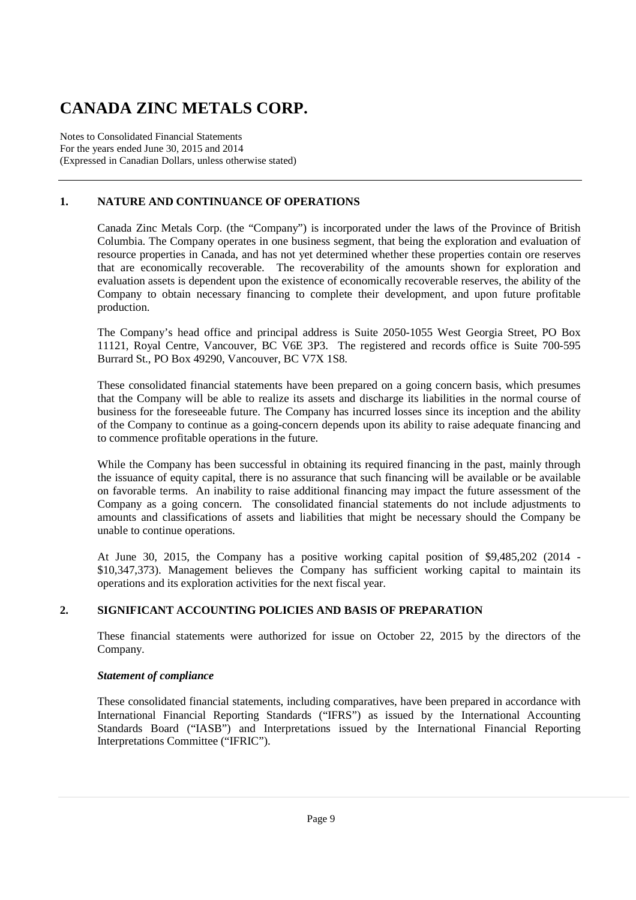# CANADA ZINC METALS CORP.

Notes to Consolidated Financial Statements
For the years ended June 30, 2015 and 2014
(Expressed in Canadian Dollars, unless otherwise stated)

## 1. NATURE AND CONTINUANCE OF OPERATIONS

Canada Zinc Metals Corp. (the "Company") is incorporated under the laws of the Province of British Columbia. The Company operates in one business segment, that being the exploration and evaluation of resource properties in Canada, and has not yet determined whether these properties contain ore reserves that are economically recoverable. The recoverability of the amounts shown for exploration and evaluation assets is dependent upon the existence of economically recoverable reserves, the ability of the Company to obtain necessary financing to complete their development, and upon future profitable production.

The Company's head office and principal address is Suite 2050-1055 West Georgia Street, PO Box 11121, Royal Centre, Vancouver, BC V6E 3P3. The registered and records office is Suite 700-595 Burrard St., PO Box 49290, Vancouver, BC V7X 1S8.

These consolidated financial statements have been prepared on a going concern basis, which presumes that the Company will be able to realize its assets and discharge its liabilities in the normal course of business for the foreseeable future. The Company has incurred losses since its inception and the ability of the Company to continue as a going-concern depends upon its ability to raise adequate financing and to commence profitable operations in the future.

While the Company has been successful in obtaining its required financing in the past, mainly through the issuance of equity capital, there is no assurance that such financing will be available or be available on favorable terms. An inability to raise additional financing may impact the future assessment of the Company as a going concern. The consolidated financial statements do not include adjustments to amounts and classifications of assets and liabilities that might be necessary should the Company be unable to continue operations.

At June 30, 2015, the Company has a positive working capital position of $9,485,202 (2014 - $10,347,373). Management believes the Company has sufficient working capital to maintain its operations and its exploration activities for the next fiscal year.

## 2. SIGNIFICANT ACCOUNTING POLICIES AND BASIS OF PREPARATION

These financial statements were authorized for issue on October 22, 2015 by the directors of the Company.

### *Statement of compliance*

These consolidated financial statements, including comparatives, have been prepared in accordance with International Financial Reporting Standards ("IFRS") as issued by the International Accounting Standards Board ("IASB") and Interpretations issued by the International Financial Reporting Interpretations Committee ("IFRIC").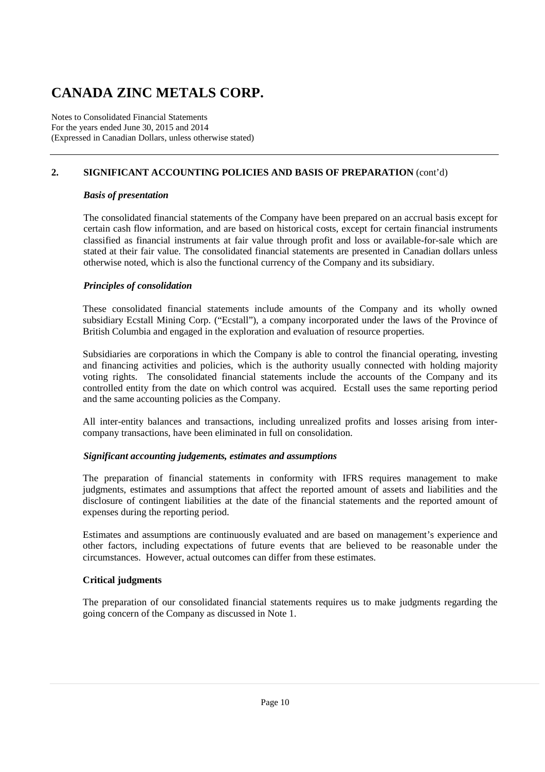# CANADA ZINC METALS CORP.

Notes to Consolidated Financial Statements
For the years ended June 30, 2015 and 2014
(Expressed in Canadian Dollars, unless otherwise stated)

## 2. SIGNIFICANT ACCOUNTING POLICIES AND BASIS OF PREPARATION (cont'd)

***Basis of presentation***

The consolidated financial statements of the Company have been prepared on an accrual basis except for certain cash flow information, and are based on historical costs, except for certain financial instruments classified as financial instruments at fair value through profit and loss or available-for-sale which are stated at their fair value. The consolidated financial statements are presented in Canadian dollars unless otherwise noted, which is also the functional currency of the Company and its subsidiary.

***Principles of consolidation***

These consolidated financial statements include amounts of the Company and its wholly owned subsidiary Ecstall Mining Corp. ("Ecstall"), a company incorporated under the laws of the Province of British Columbia and engaged in the exploration and evaluation of resource properties.

Subsidiaries are corporations in which the Company is able to control the financial operating, investing and financing activities and policies, which is the authority usually connected with holding majority voting rights. The consolidated financial statements include the accounts of the Company and its controlled entity from the date on which control was acquired. Ecstall uses the same reporting period and the same accounting policies as the Company.

All inter-entity balances and transactions, including unrealized profits and losses arising from inter-company transactions, have been eliminated in full on consolidation.

***Significant accounting judgements, estimates and assumptions***

The preparation of financial statements in conformity with IFRS requires management to make judgments, estimates and assumptions that affect the reported amount of assets and liabilities and the disclosure of contingent liabilities at the date of the financial statements and the reported amount of expenses during the reporting period.

Estimates and assumptions are continuously evaluated and are based on management's experience and other factors, including expectations of future events that are believed to be reasonable under the circumstances. However, actual outcomes can differ from these estimates.

**Critical judgments**

The preparation of our consolidated financial statements requires us to make judgments regarding the going concern of the Company as discussed in Note 1.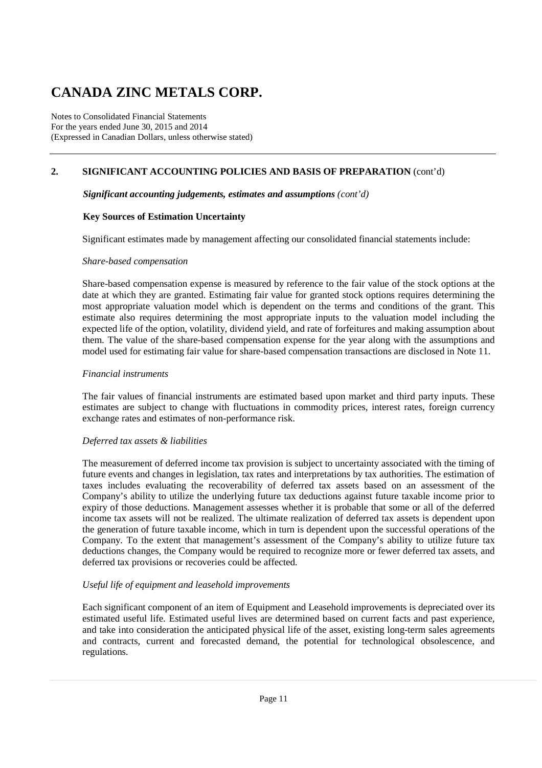# CANADA ZINC METALS CORP.

Notes to Consolidated Financial Statements
For the years ended June 30, 2015 and 2014
(Expressed in Canadian Dollars, unless otherwise stated)

## 2. SIGNIFICANT ACCOUNTING POLICIES AND BASIS OF PREPARATION (cont'd)

***Significant accounting judgements, estimates and assumptions*** *(cont'd)*

### Key Sources of Estimation Uncertainty

Significant estimates made by management affecting our consolidated financial statements include:

*Share-based compensation*

Share-based compensation expense is measured by reference to the fair value of the stock options at the date at which they are granted. Estimating fair value for granted stock options requires determining the most appropriate valuation model which is dependent on the terms and conditions of the grant. This estimate also requires determining the most appropriate inputs to the valuation model including the expected life of the option, volatility, dividend yield, and rate of forfeitures and making assumption about them. The value of the share-based compensation expense for the year along with the assumptions and model used for estimating fair value for share-based compensation transactions are disclosed in Note 11.

*Financial instruments*

The fair values of financial instruments are estimated based upon market and third party inputs. These estimates are subject to change with fluctuations in commodity prices, interest rates, foreign currency exchange rates and estimates of non-performance risk.

*Deferred tax assets & liabilities*

The measurement of deferred income tax provision is subject to uncertainty associated with the timing of future events and changes in legislation, tax rates and interpretations by tax authorities. The estimation of taxes includes evaluating the recoverability of deferred tax assets based on an assessment of the Company's ability to utilize the underlying future tax deductions against future taxable income prior to expiry of those deductions. Management assesses whether it is probable that some or all of the deferred income tax assets will not be realized. The ultimate realization of deferred tax assets is dependent upon the generation of future taxable income, which in turn is dependent upon the successful operations of the Company. To the extent that management's assessment of the Company's ability to utilize future tax deductions changes, the Company would be required to recognize more or fewer deferred tax assets, and deferred tax provisions or recoveries could be affected.

*Useful life of equipment and leasehold improvements*

Each significant component of an item of Equipment and Leasehold improvements is depreciated over its estimated useful life. Estimated useful lives are determined based on current facts and past experience, and take into consideration the anticipated physical life of the asset, existing long-term sales agreements and contracts, current and forecasted demand, the potential for technological obsolescence, and regulations.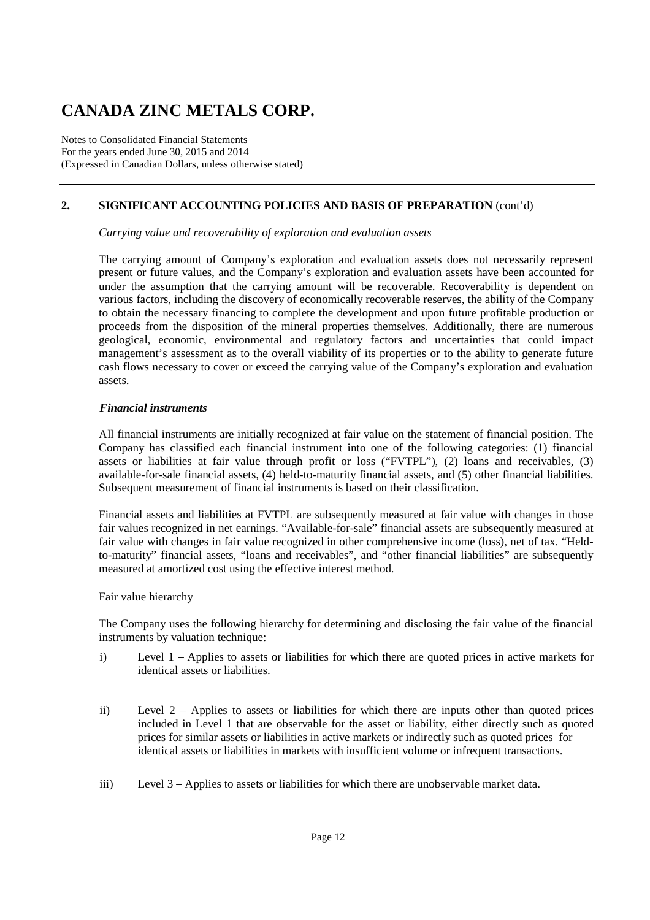## 2. SIGNIFICANT ACCOUNTING POLICIES AND BASIS OF PREPARATION (cont'd)

*Carrying value and recoverability of exploration and evaluation assets*

The carrying amount of Company's exploration and evaluation assets does not necessarily represent present or future values, and the Company's exploration and evaluation assets have been accounted for under the assumption that the carrying amount will be recoverable. Recoverability is dependent on various factors, including the discovery of economically recoverable reserves, the ability of the Company to obtain the necessary financing to complete the development and upon future profitable production or proceeds from the disposition of the mineral properties themselves. Additionally, there are numerous geological, economic, environmental and regulatory factors and uncertainties that could impact management's assessment as to the overall viability of its properties or to the ability to generate future cash flows necessary to cover or exceed the carrying value of the Company's exploration and evaluation assets.

***Financial instruments***

All financial instruments are initially recognized at fair value on the statement of financial position. The Company has classified each financial instrument into one of the following categories: (1) financial assets or liabilities at fair value through profit or loss ("FVTPL"), (2) loans and receivables, (3) available-for-sale financial assets, (4) held-to-maturity financial assets, and (5) other financial liabilities. Subsequent measurement of financial instruments is based on their classification.

Financial assets and liabilities at FVTPL are subsequently measured at fair value with changes in those fair values recognized in net earnings. "Available-for-sale" financial assets are subsequently measured at fair value with changes in fair value recognized in other comprehensive income (loss), net of tax. "Held-to-maturity" financial assets, "loans and receivables", and "other financial liabilities" are subsequently measured at amortized cost using the effective interest method.

Fair value hierarchy

The Company uses the following hierarchy for determining and disclosing the fair value of the financial instruments by valuation technique:

i) Level 1 – Applies to assets or liabilities for which there are quoted prices in active markets for identical assets or liabilities.

ii) Level 2 – Applies to assets or liabilities for which there are inputs other than quoted prices included in Level 1 that are observable for the asset or liability, either directly such as quoted prices for similar assets or liabilities in active markets or indirectly such as quoted prices for identical assets or liabilities in markets with insufficient volume or infrequent transactions.

iii) Level 3 – Applies to assets or liabilities for which there are unobservable market data.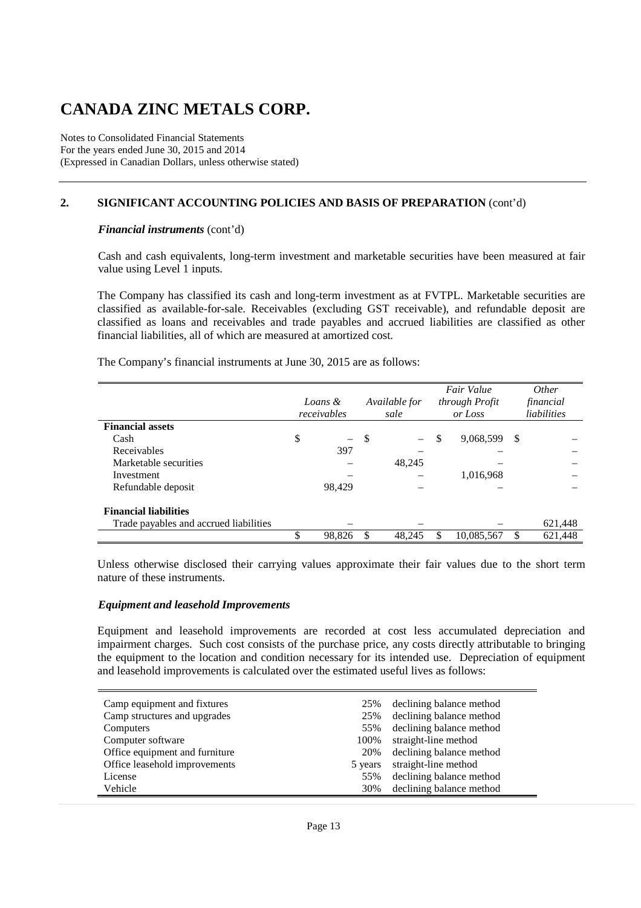# CANADA ZINC METALS CORP.

Notes to Consolidated Financial Statements
For the years ended June 30, 2015 and 2014
(Expressed in Canadian Dollars, unless otherwise stated)

## 2. SIGNIFICANT ACCOUNTING POLICIES AND BASIS OF PREPARATION (cont'd)

***Financial instruments*** (cont'd)

Cash and cash equivalents, long-term investment and marketable securities have been measured at fair value using Level 1 inputs.

The Company has classified its cash and long-term investment as at FVTPL. Marketable securities are classified as available-for-sale. Receivables (excluding GST receivable), and refundable deposit are classified as loans and receivables and trade payables and accrued liabilities are classified as other financial liabilities, all of which are measured at amortized cost.

The Company's financial instruments at June 30, 2015 are as follows:

| | *Loans & receivables* | *Available for sale* | *Fair Value through Profit or Loss* | *Other financial liabilities* |
|---|---|---|---|---|
| **Financial assets** | | | | |
| Cash | $ – | $ – | $ 9,068,599 | $ – |
| Receivables | 397 | – | – | – |
| Marketable securities | – | 48,245 | – | – |
| Investment | – | – | 1,016,968 | – |
| Refundable deposit | 98,429 | – | – | – |
| **Financial liabilities** | | | | |
| Trade payables and accrued liabilities | – | – | – | 621,448 |
| | $ 98,826 | $ 48,245 | $ 10,085,567 | $ 621,448 |

Unless otherwise disclosed their carrying values approximate their fair values due to the short term nature of these instruments.

***Equipment and leasehold Improvements***

Equipment and leasehold improvements are recorded at cost less accumulated depreciation and impairment charges. Such cost consists of the purchase price, any costs directly attributable to bringing the equipment to the location and condition necessary for its intended use. Depreciation of equipment and leasehold improvements is calculated over the estimated useful lives as follows:

| | | |
|---|---|---|
| Camp equipment and fixtures | 25% | declining balance method |
| Camp structures and upgrades | 25% | declining balance method |
| Computers | 55% | declining balance method |
| Computer software | 100% | straight-line method |
| Office equipment and furniture | 20% | declining balance method |
| Office leasehold improvements | 5 years | straight-line method |
| License | 55% | declining balance method |
| Vehicle | 30% | declining balance method |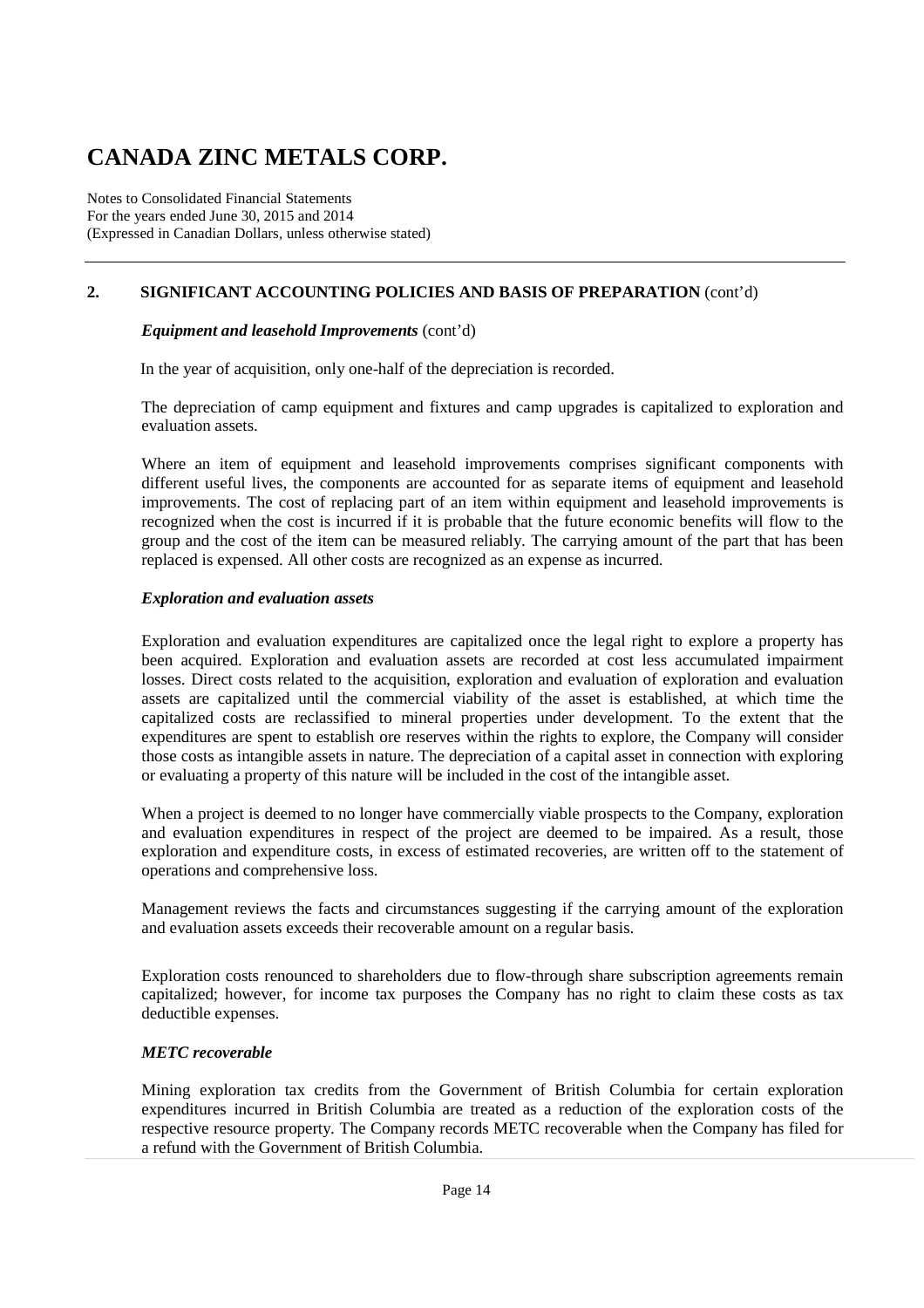# CANADA ZINC METALS CORP.

Notes to Consolidated Financial Statements
For the years ended June 30, 2015 and 2014
(Expressed in Canadian Dollars, unless otherwise stated)

## 2. SIGNIFICANT ACCOUNTING POLICIES AND BASIS OF PREPARATION (cont'd)

***Equipment and leasehold Improvements*** (cont'd)

In the year of acquisition, only one-half of the depreciation is recorded.

The depreciation of camp equipment and fixtures and camp upgrades is capitalized to exploration and evaluation assets.

Where an item of equipment and leasehold improvements comprises significant components with different useful lives, the components are accounted for as separate items of equipment and leasehold improvements. The cost of replacing part of an item within equipment and leasehold improvements is recognized when the cost is incurred if it is probable that the future economic benefits will flow to the group and the cost of the item can be measured reliably. The carrying amount of the part that has been replaced is expensed. All other costs are recognized as an expense as incurred.

***Exploration and evaluation assets***

Exploration and evaluation expenditures are capitalized once the legal right to explore a property has been acquired. Exploration and evaluation assets are recorded at cost less accumulated impairment losses. Direct costs related to the acquisition, exploration and evaluation of exploration and evaluation assets are capitalized until the commercial viability of the asset is established, at which time the capitalized costs are reclassified to mineral properties under development. To the extent that the expenditures are spent to establish ore reserves within the rights to explore, the Company will consider those costs as intangible assets in nature. The depreciation of a capital asset in connection with exploring or evaluating a property of this nature will be included in the cost of the intangible asset.

When a project is deemed to no longer have commercially viable prospects to the Company, exploration and evaluation expenditures in respect of the project are deemed to be impaired. As a result, those exploration and expenditure costs, in excess of estimated recoveries, are written off to the statement of operations and comprehensive loss.

Management reviews the facts and circumstances suggesting if the carrying amount of the exploration and evaluation assets exceeds their recoverable amount on a regular basis.

Exploration costs renounced to shareholders due to flow-through share subscription agreements remain capitalized; however, for income tax purposes the Company has no right to claim these costs as tax deductible expenses.

***METC recoverable***

Mining exploration tax credits from the Government of British Columbia for certain exploration expenditures incurred in British Columbia are treated as a reduction of the exploration costs of the respective resource property. The Company records METC recoverable when the Company has filed for a refund with the Government of British Columbia.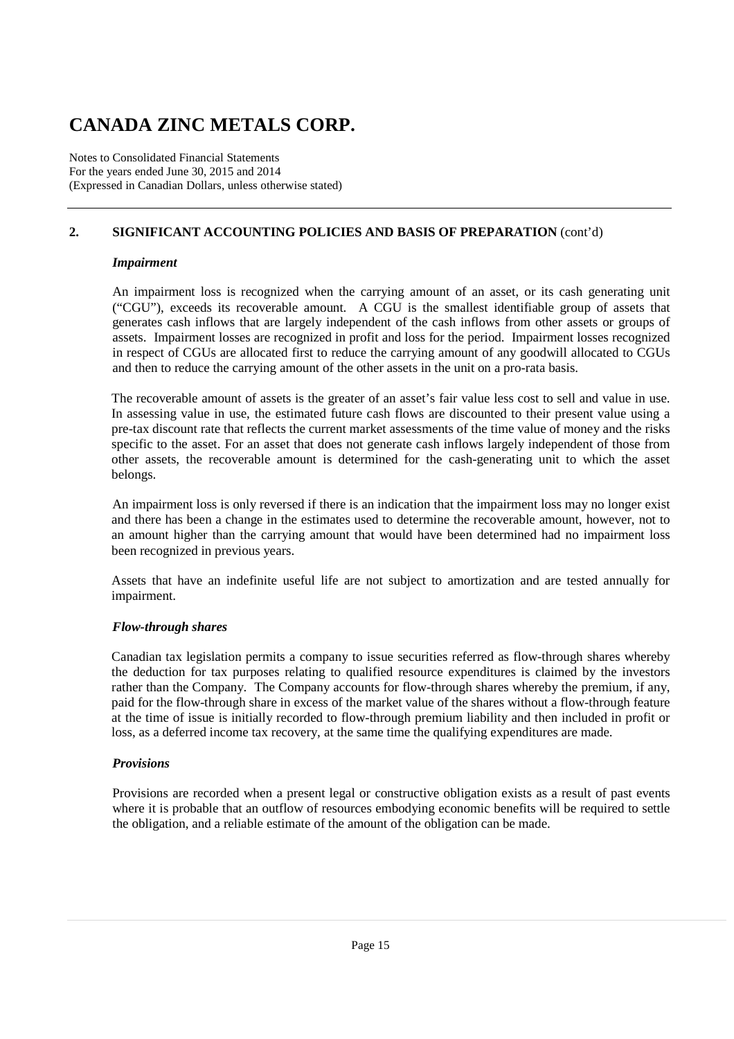## 2. SIGNIFICANT ACCOUNTING POLICIES AND BASIS OF PREPARATION (cont'd)

### *Impairment*

An impairment loss is recognized when the carrying amount of an asset, or its cash generating unit ("CGU"), exceeds its recoverable amount. A CGU is the smallest identifiable group of assets that generates cash inflows that are largely independent of the cash inflows from other assets or groups of assets. Impairment losses are recognized in profit and loss for the period. Impairment losses recognized in respect of CGUs are allocated first to reduce the carrying amount of any goodwill allocated to CGUs and then to reduce the carrying amount of the other assets in the unit on a pro-rata basis.

The recoverable amount of assets is the greater of an asset's fair value less cost to sell and value in use. In assessing value in use, the estimated future cash flows are discounted to their present value using a pre-tax discount rate that reflects the current market assessments of the time value of money and the risks specific to the asset. For an asset that does not generate cash inflows largely independent of those from other assets, the recoverable amount is determined for the cash-generating unit to which the asset belongs.

An impairment loss is only reversed if there is an indication that the impairment loss may no longer exist and there has been a change in the estimates used to determine the recoverable amount, however, not to an amount higher than the carrying amount that would have been determined had no impairment loss been recognized in previous years.

Assets that have an indefinite useful life are not subject to amortization and are tested annually for impairment.

### *Flow-through shares*

Canadian tax legislation permits a company to issue securities referred as flow-through shares whereby the deduction for tax purposes relating to qualified resource expenditures is claimed by the investors rather than the Company. The Company accounts for flow-through shares whereby the premium, if any, paid for the flow-through share in excess of the market value of the shares without a flow-through feature at the time of issue is initially recorded to flow-through premium liability and then included in profit or loss, as a deferred income tax recovery, at the same time the qualifying expenditures are made.

### *Provisions*

Provisions are recorded when a present legal or constructive obligation exists as a result of past events where it is probable that an outflow of resources embodying economic benefits will be required to settle the obligation, and a reliable estimate of the amount of the obligation can be made.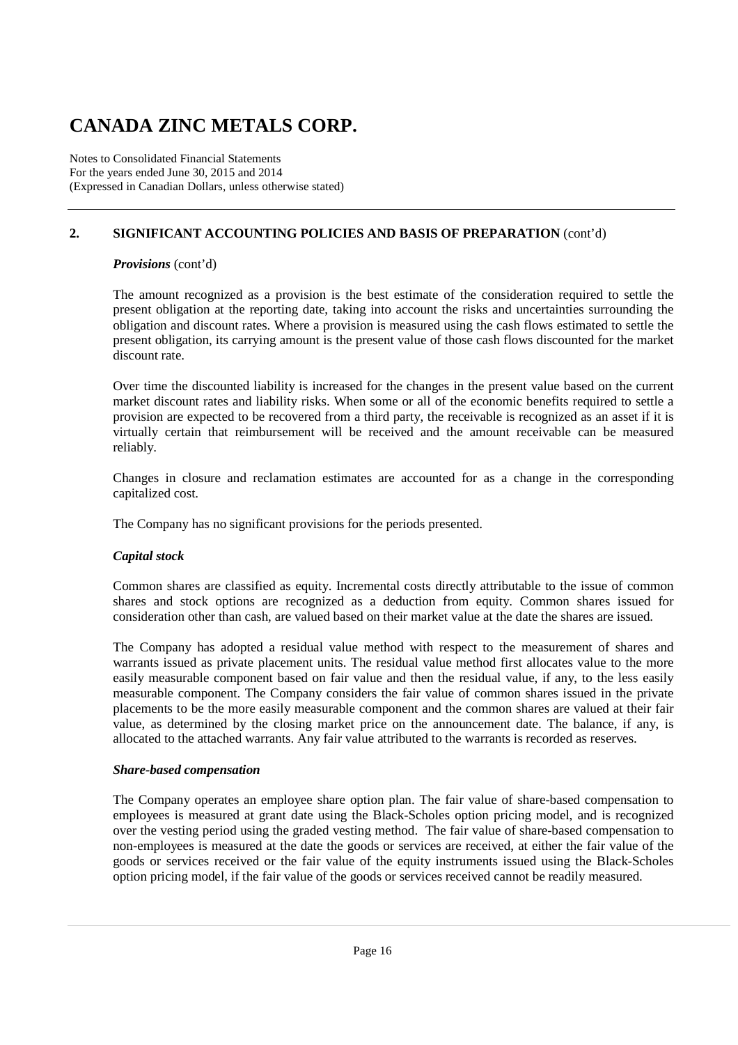## 2. SIGNIFICANT ACCOUNTING POLICIES AND BASIS OF PREPARATION (cont'd)

***Provisions*** (cont'd)

The amount recognized as a provision is the best estimate of the consideration required to settle the present obligation at the reporting date, taking into account the risks and uncertainties surrounding the obligation and discount rates. Where a provision is measured using the cash flows estimated to settle the present obligation, its carrying amount is the present value of those cash flows discounted for the market discount rate.

Over time the discounted liability is increased for the changes in the present value based on the current market discount rates and liability risks. When some or all of the economic benefits required to settle a provision are expected to be recovered from a third party, the receivable is recognized as an asset if it is virtually certain that reimbursement will be received and the amount receivable can be measured reliably.

Changes in closure and reclamation estimates are accounted for as a change in the corresponding capitalized cost.

The Company has no significant provisions for the periods presented.

***Capital stock***

Common shares are classified as equity. Incremental costs directly attributable to the issue of common shares and stock options are recognized as a deduction from equity. Common shares issued for consideration other than cash, are valued based on their market value at the date the shares are issued.

The Company has adopted a residual value method with respect to the measurement of shares and warrants issued as private placement units. The residual value method first allocates value to the more easily measurable component based on fair value and then the residual value, if any, to the less easily measurable component. The Company considers the fair value of common shares issued in the private placements to be the more easily measurable component and the common shares are valued at their fair value, as determined by the closing market price on the announcement date. The balance, if any, is allocated to the attached warrants. Any fair value attributed to the warrants is recorded as reserves.

***Share-based compensation***

The Company operates an employee share option plan. The fair value of share-based compensation to employees is measured at grant date using the Black-Scholes option pricing model, and is recognized over the vesting period using the graded vesting method. The fair value of share-based compensation to non-employees is measured at the date the goods or services are received, at either the fair value of the goods or services received or the fair value of the equity instruments issued using the Black-Scholes option pricing model, if the fair value of the goods or services received cannot be readily measured.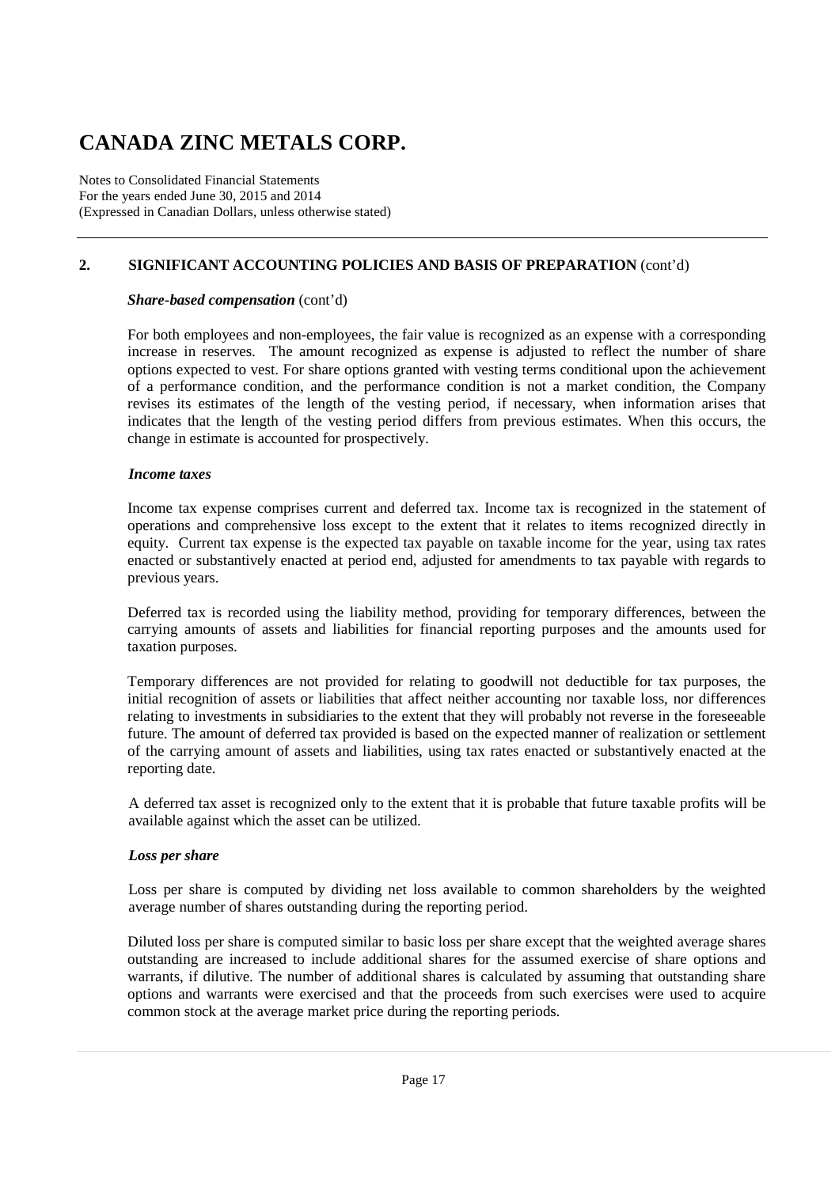# CANADA ZINC METALS CORP.

Notes to Consolidated Financial Statements
For the years ended June 30, 2015 and 2014
(Expressed in Canadian Dollars, unless otherwise stated)

## 2. SIGNIFICANT ACCOUNTING POLICIES AND BASIS OF PREPARATION (cont'd)

***Share-based compensation*** (cont'd)

For both employees and non-employees, the fair value is recognized as an expense with a corresponding increase in reserves. The amount recognized as expense is adjusted to reflect the number of share options expected to vest. For share options granted with vesting terms conditional upon the achievement of a performance condition, and the performance condition is not a market condition, the Company revises its estimates of the length of the vesting period, if necessary, when information arises that indicates that the length of the vesting period differs from previous estimates. When this occurs, the change in estimate is accounted for prospectively.

***Income taxes***

Income tax expense comprises current and deferred tax. Income tax is recognized in the statement of operations and comprehensive loss except to the extent that it relates to items recognized directly in equity. Current tax expense is the expected tax payable on taxable income for the year, using tax rates enacted or substantively enacted at period end, adjusted for amendments to tax payable with regards to previous years.

Deferred tax is recorded using the liability method, providing for temporary differences, between the carrying amounts of assets and liabilities for financial reporting purposes and the amounts used for taxation purposes.

Temporary differences are not provided for relating to goodwill not deductible for tax purposes, the initial recognition of assets or liabilities that affect neither accounting nor taxable loss, nor differences relating to investments in subsidiaries to the extent that they will probably not reverse in the foreseeable future. The amount of deferred tax provided is based on the expected manner of realization or settlement of the carrying amount of assets and liabilities, using tax rates enacted or substantively enacted at the reporting date.

A deferred tax asset is recognized only to the extent that it is probable that future taxable profits will be available against which the asset can be utilized.

***Loss per share***

Loss per share is computed by dividing net loss available to common shareholders by the weighted average number of shares outstanding during the reporting period.

Diluted loss per share is computed similar to basic loss per share except that the weighted average shares outstanding are increased to include additional shares for the assumed exercise of share options and warrants, if dilutive. The number of additional shares is calculated by assuming that outstanding share options and warrants were exercised and that the proceeds from such exercises were used to acquire common stock at the average market price during the reporting periods.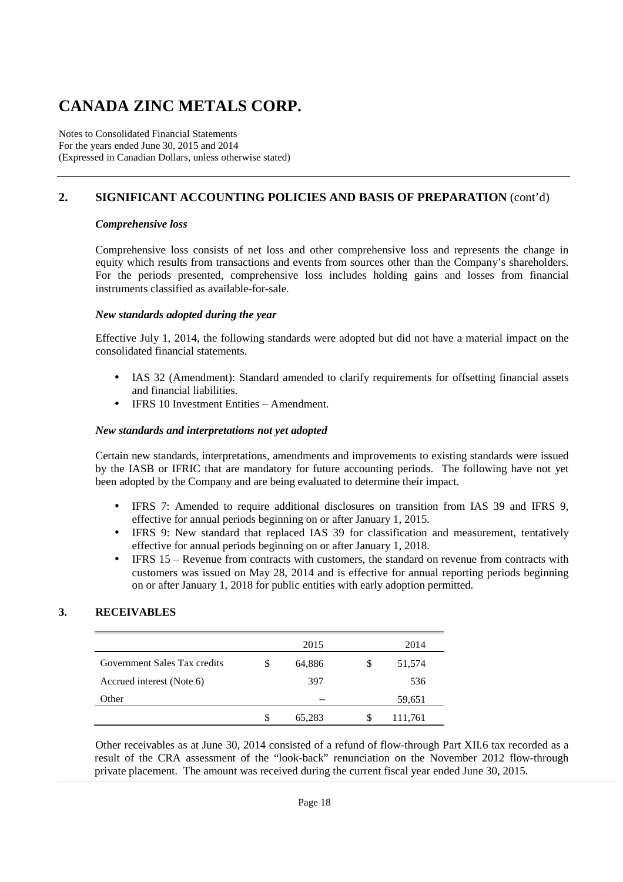# CANADA ZINC METALS CORP.

Notes to Consolidated Financial Statements
For the years ended June 30, 2015 and 2014
(Expressed in Canadian Dollars, unless otherwise stated)

## 2. SIGNIFICANT ACCOUNTING POLICIES AND BASIS OF PREPARATION (cont'd)

***Comprehensive loss***

Comprehensive loss consists of net loss and other comprehensive loss and represents the change in equity which results from transactions and events from sources other than the Company's shareholders. For the periods presented, comprehensive loss includes holding gains and losses from financial instruments classified as available-for-sale.

***New standards adopted during the year***

Effective July 1, 2014, the following standards were adopted but did not have a material impact on the consolidated financial statements.

- IAS 32 (Amendment): Standard amended to clarify requirements for offsetting financial assets and financial liabilities.
- IFRS 10 Investment Entities – Amendment.

***New standards and interpretations not yet adopted***

Certain new standards, interpretations, amendments and improvements to existing standards were issued by the IASB or IFRIC that are mandatory for future accounting periods. The following have not yet been adopted by the Company and are being evaluated to determine their impact.

- IFRS 7: Amended to require additional disclosures on transition from IAS 39 and IFRS 9, effective for annual periods beginning on or after January 1, 2015.
- IFRS 9: New standard that replaced IAS 39 for classification and measurement, tentatively effective for annual periods beginning on or after January 1, 2018.
- IFRS 15 – Revenue from contracts with customers, the standard on revenue from contracts with customers was issued on May 28, 2014 and is effective for annual reporting periods beginning on or after January 1, 2018 for public entities with early adoption permitted.

## 3. RECEIVABLES

| | 2015 | 2014 |
|---|---|---|
| Government Sales Tax credits | $ 64,886 | $ 51,574 |
| Accrued interest (Note 6) | 397 | 536 |
| Other | – | 59,651 |
| | $ 65,283 | $ 111,761 |

Other receivables as at June 30, 2014 consisted of a refund of flow-through Part XII.6 tax recorded as a result of the CRA assessment of the "look-back" renunciation on the November 2012 flow-through private placement. The amount was received during the current fiscal year ended June 30, 2015.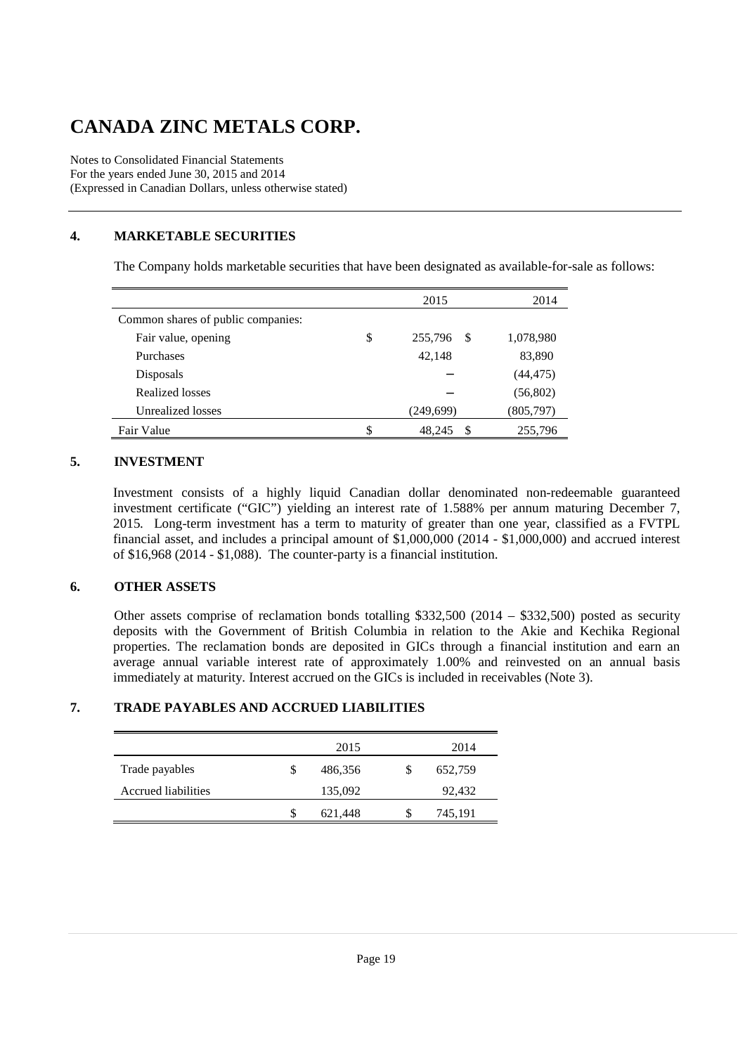# CANADA ZINC METALS CORP.

Notes to Consolidated Financial Statements
For the years ended June 30, 2015 and 2014
(Expressed in Canadian Dollars, unless otherwise stated)

## 4. MARKETABLE SECURITIES

The Company holds marketable securities that have been designated as available-for-sale as follows:

| | 2015 | 2014 |
|---|---|---|
| Common shares of public companies: | | |
| Fair value, opening | $ 255,796 | $ 1,078,980 |
| Purchases | 42,148 | 83,890 |
| Disposals | – | (44,475) |
| Realized losses | – | (56,802) |
| Unrealized losses | (249,699) | (805,797) |
| Fair Value | $ 48,245 | $ 255,796 |

## 5. INVESTMENT

Investment consists of a highly liquid Canadian dollar denominated non-redeemable guaranteed investment certificate ("GIC") yielding an interest rate of 1.588% per annum maturing December 7, 2015. Long-term investment has a term to maturity of greater than one year, classified as a FVTPL financial asset, and includes a principal amount of $1,000,000 (2014 - $1,000,000) and accrued interest of $16,968 (2014 - $1,088). The counter-party is a financial institution.

## 6. OTHER ASSETS

Other assets comprise of reclamation bonds totalling $332,500 (2014 – $332,500) posted as security deposits with the Government of British Columbia in relation to the Akie and Kechika Regional properties. The reclamation bonds are deposited in GICs through a financial institution and earn an average annual variable interest rate of approximately 1.00% and reinvested on an annual basis immediately at maturity. Interest accrued on the GICs is included in receivables (Note 3).

## 7. TRADE PAYABLES AND ACCRUED LIABILITIES

| | 2015 | 2014 |
|---|---|---|
| Trade payables | $ 486,356 | $ 652,759 |
| Accrued liabilities | 135,092 | 92,432 |
| | $ 621,448 | $ 745,191 |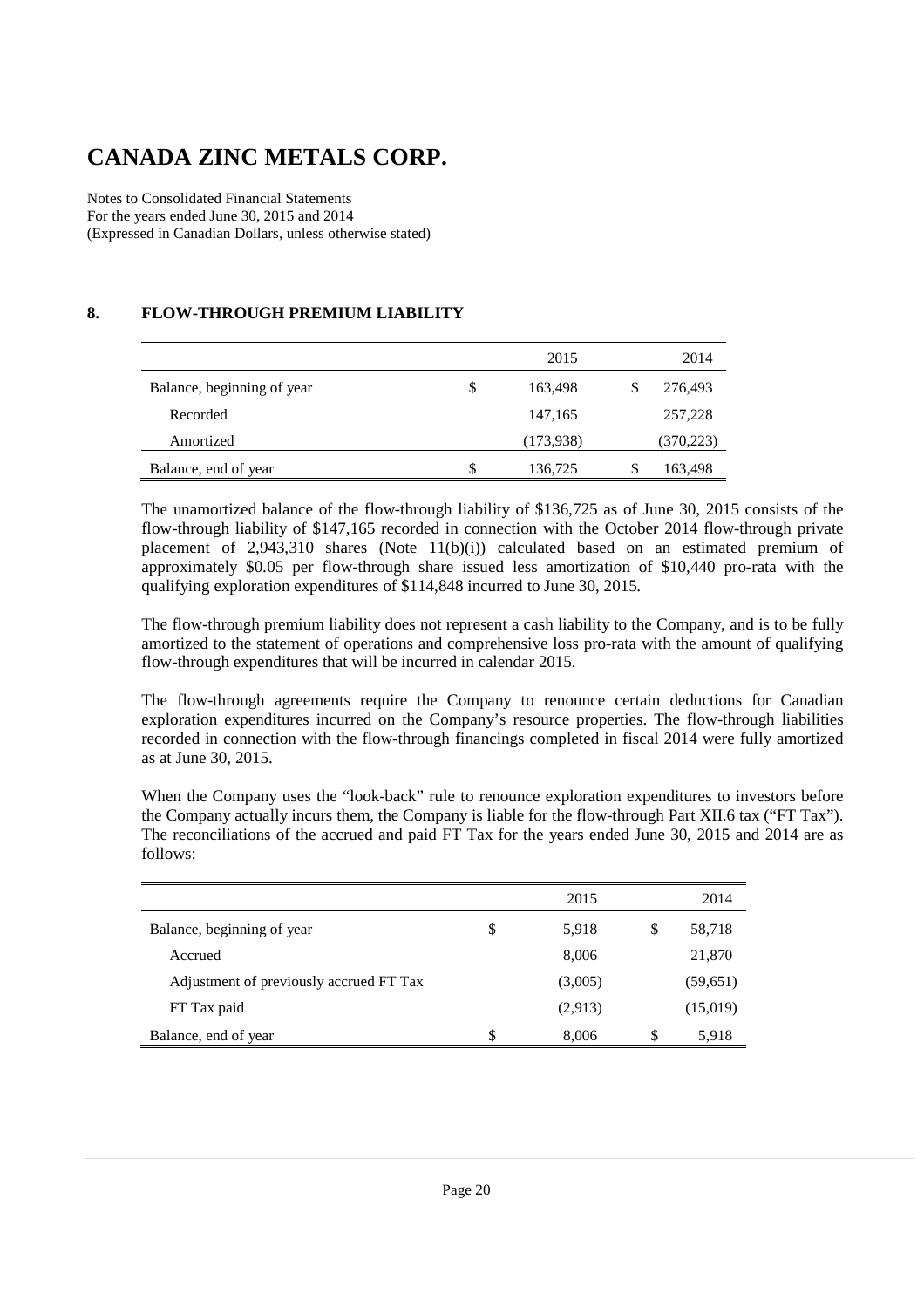# CANADA ZINC METALS CORP.

Notes to Consolidated Financial Statements
For the years ended June 30, 2015 and 2014
(Expressed in Canadian Dollars, unless otherwise stated)

## 8. FLOW-THROUGH PREMIUM LIABILITY

| | 2015 | 2014 |
|---|---|---|
| Balance, beginning of year | $ 163,498 | $ 276,493 |
| Recorded | 147,165 | 257,228 |
| Amortized | (173,938) | (370,223) |
| Balance, end of year | $ 136,725 | $ 163,498 |

The unamortized balance of the flow-through liability of $136,725 as of June 30, 2015 consists of the flow-through liability of $147,165 recorded in connection with the October 2014 flow-through private placement of 2,943,310 shares (Note 11(b)(i)) calculated based on an estimated premium of approximately $0.05 per flow-through share issued less amortization of $10,440 pro-rata with the qualifying exploration expenditures of $114,848 incurred to June 30, 2015.

The flow-through premium liability does not represent a cash liability to the Company, and is to be fully amortized to the statement of operations and comprehensive loss pro-rata with the amount of qualifying flow-through expenditures that will be incurred in calendar 2015.

The flow-through agreements require the Company to renounce certain deductions for Canadian exploration expenditures incurred on the Company's resource properties. The flow-through liabilities recorded in connection with the flow-through financings completed in fiscal 2014 were fully amortized as at June 30, 2015.

When the Company uses the "look-back" rule to renounce exploration expenditures to investors before the Company actually incurs them, the Company is liable for the flow-through Part XII.6 tax ("FT Tax"). The reconciliations of the accrued and paid FT Tax for the years ended June 30, 2015 and 2014 are as follows:

| | 2015 | 2014 |
|---|---|---|
| Balance, beginning of year | $ 5,918 | $ 58,718 |
| Accrued | 8,006 | 21,870 |
| Adjustment of previously accrued FT Tax | (3,005) | (59,651) |
| FT Tax paid | (2,913) | (15,019) |
| Balance, end of year | $ 8,006 | $ 5,918 |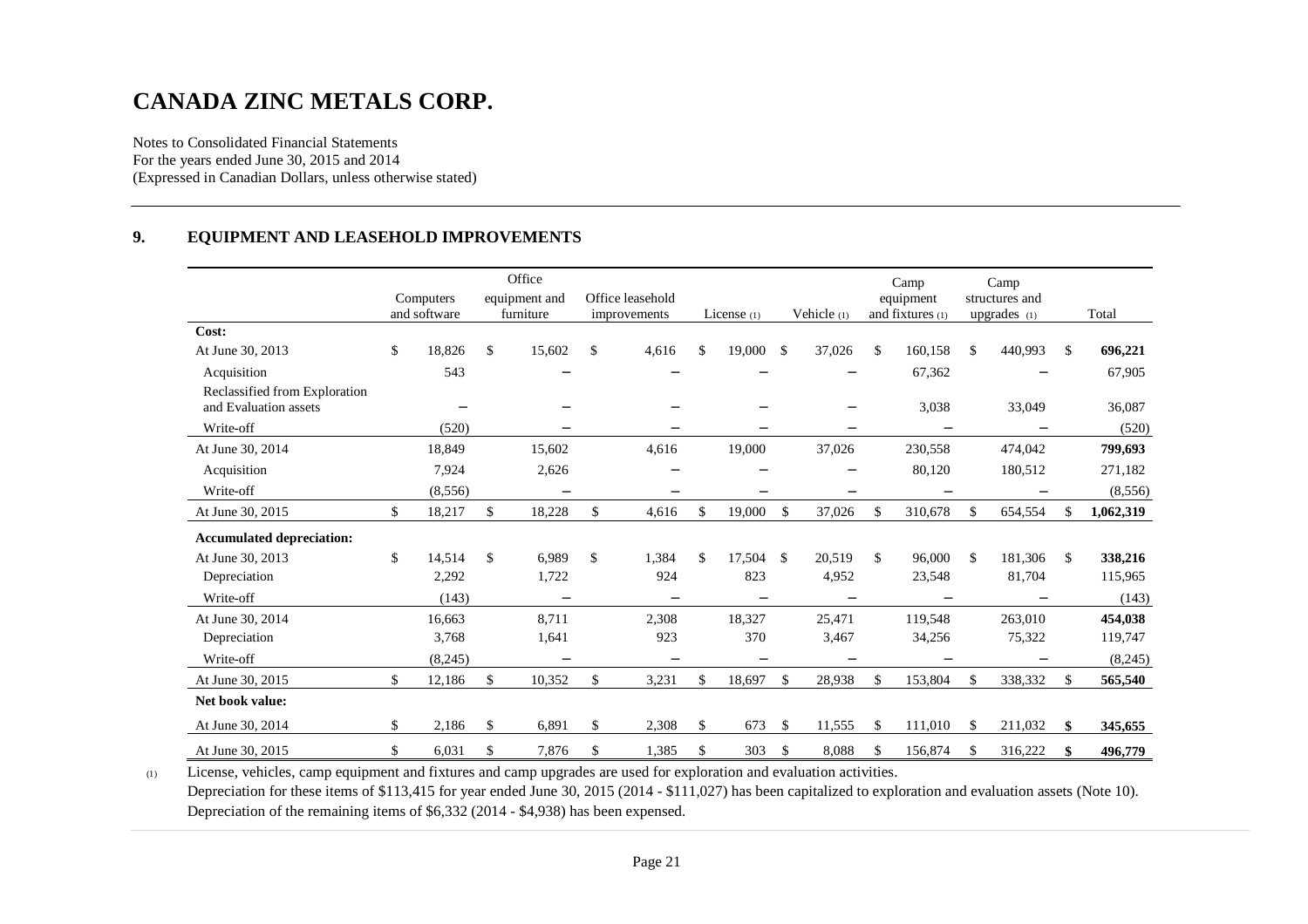# CANADA ZINC METALS CORP.

Notes to Consolidated Financial Statements
For the years ended June 30, 2015 and 2014
(Expressed in Canadian Dollars, unless otherwise stated)

## 9. EQUIPMENT AND LEASEHOLD IMPROVEMENTS

| | Computers and software | Office equipment and furniture | Office leasehold improvements | License (1) | Vehicle (1) | Camp equipment and fixtures (1) | Camp structures and upgrades (1) | Total |
|---|---|---|---|---|---|---|---|---|
| **Cost:** | | | | | | | | |
| At June 30, 2013 | $ 18,826 | $ 15,602 | $ 4,616 | $ 19,000 | $ 37,026 | $ 160,158 | $ 440,993 | $ **696,221** |
| Acquisition | 543 | – | – | – | – | 67,362 | – | 67,905 |
| Reclassified from Exploration and Evaluation assets | – | – | – | – | – | 3,038 | 33,049 | 36,087 |
| Write-off | (520) | – | – | – | – | – | – | (520) |
| At June 30, 2014 | 18,849 | 15,602 | 4,616 | 19,000 | 37,026 | 230,558 | 474,042 | **799,693** |
| Acquisition | 7,924 | 2,626 | – | – | – | 80,120 | 180,512 | 271,182 |
| Write-off | (8,556) | – | – | – | – | – | – | (8,556) |
| At June 30, 2015 | $ 18,217 | $ 18,228 | $ 4,616 | $ 19,000 | $ 37,026 | $ 310,678 | $ 654,554 | $ **1,062,319** |
| **Accumulated depreciation:** | | | | | | | | |
| At June 30, 2013 | $ 14,514 | $ 6,989 | $ 1,384 | $ 17,504 | $ 20,519 | $ 96,000 | $ 181,306 | $ **338,216** |
| Depreciation | 2,292 | 1,722 | 924 | 823 | 4,952 | 23,548 | 81,704 | 115,965 |
| Write-off | (143) | – | – | – | – | – | – | (143) |
| At June 30, 2014 | 16,663 | 8,711 | 2,308 | 18,327 | 25,471 | 119,548 | 263,010 | **454,038** |
| Depreciation | 3,768 | 1,641 | 923 | 370 | 3,467 | 34,256 | 75,322 | 119,747 |
| Write-off | (8,245) | – | – | – | – | – | – | (8,245) |
| At June 30, 2015 | $ 12,186 | $ 10,352 | $ 3,231 | $ 18,697 | $ 28,938 | $ 153,804 | $ 338,332 | $ **565,540** |
| **Net book value:** | | | | | | | | |
| At June 30, 2014 | $ 2,186 | $ 6,891 | $ 2,308 | $ 673 | $ 11,555 | $ 111,010 | $ 211,032 | **$ 345,655** |
| At June 30, 2015 | $ 6,031 | $ 7,876 | $ 1,385 | $ 303 | $ 8,088 | $ 156,874 | $ 316,222 | **$ 496,779** |

(1) License, vehicles, camp equipment and fixtures and camp upgrades are used for exploration and evaluation activities. Depreciation for these items of $113,415 for year ended June 30, 2015 (2014 - $111,027) has been capitalized to exploration and evaluation assets (Note 10). Depreciation of the remaining items of $6,332 (2014 - $4,938) has been expensed.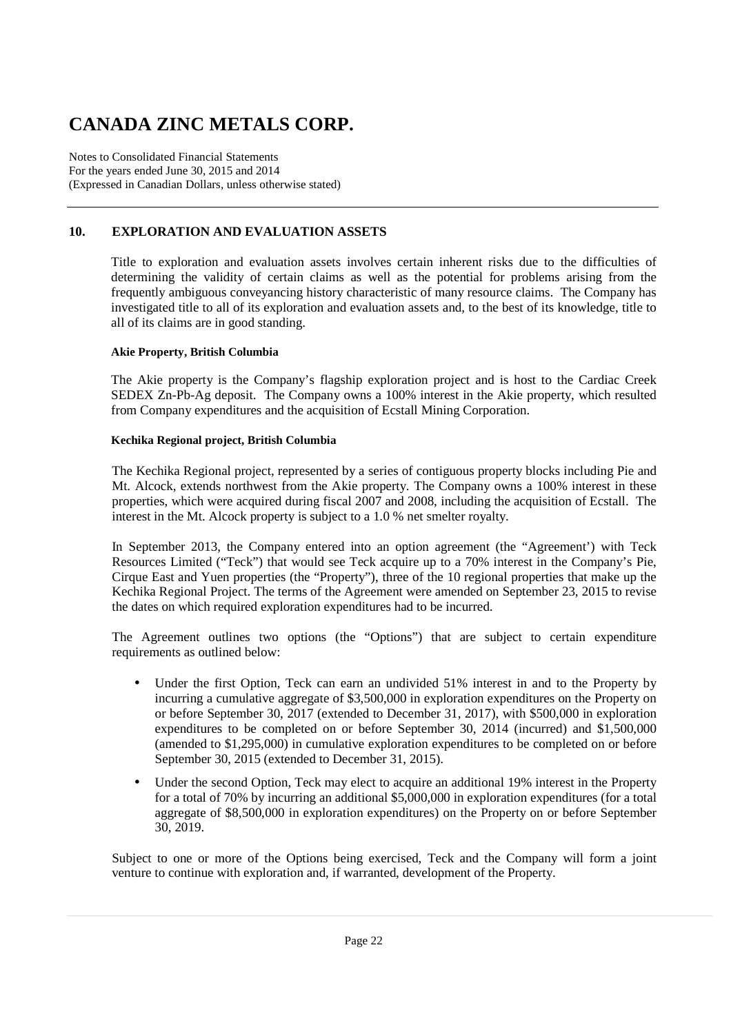# CANADA ZINC METALS CORP.

Notes to Consolidated Financial Statements
For the years ended June 30, 2015 and 2014
(Expressed in Canadian Dollars, unless otherwise stated)

## 10. EXPLORATION AND EVALUATION ASSETS

Title to exploration and evaluation assets involves certain inherent risks due to the difficulties of determining the validity of certain claims as well as the potential for problems arising from the frequently ambiguous conveyancing history characteristic of many resource claims. The Company has investigated title to all of its exploration and evaluation assets and, to the best of its knowledge, title to all of its claims are in good standing.

**Akie Property, British Columbia**

The Akie property is the Company's flagship exploration project and is host to the Cardiac Creek SEDEX Zn-Pb-Ag deposit. The Company owns a 100% interest in the Akie property, which resulted from Company expenditures and the acquisition of Ecstall Mining Corporation.

**Kechika Regional project, British Columbia**

The Kechika Regional project, represented by a series of contiguous property blocks including Pie and Mt. Alcock, extends northwest from the Akie property. The Company owns a 100% interest in these properties, which were acquired during fiscal 2007 and 2008, including the acquisition of Ecstall. The interest in the Mt. Alcock property is subject to a 1.0 % net smelter royalty.

In September 2013, the Company entered into an option agreement (the "Agreement') with Teck Resources Limited ("Teck") that would see Teck acquire up to a 70% interest in the Company's Pie, Cirque East and Yuen properties (the "Property"), three of the 10 regional properties that make up the Kechika Regional Project. The terms of the Agreement were amended on September 23, 2015 to revise the dates on which required exploration expenditures had to be incurred.

The Agreement outlines two options (the "Options") that are subject to certain expenditure requirements as outlined below:

- Under the first Option, Teck can earn an undivided 51% interest in and to the Property by incurring a cumulative aggregate of $3,500,000 in exploration expenditures on the Property on or before September 30, 2017 (extended to December 31, 2017), with $500,000 in exploration expenditures to be completed on or before September 30, 2014 (incurred) and $1,500,000 (amended to $1,295,000) in cumulative exploration expenditures to be completed on or before September 30, 2015 (extended to December 31, 2015).
- Under the second Option, Teck may elect to acquire an additional 19% interest in the Property for a total of 70% by incurring an additional $5,000,000 in exploration expenditures (for a total aggregate of $8,500,000 in exploration expenditures) on the Property on or before September 30, 2019.

Subject to one or more of the Options being exercised, Teck and the Company will form a joint venture to continue with exploration and, if warranted, development of the Property.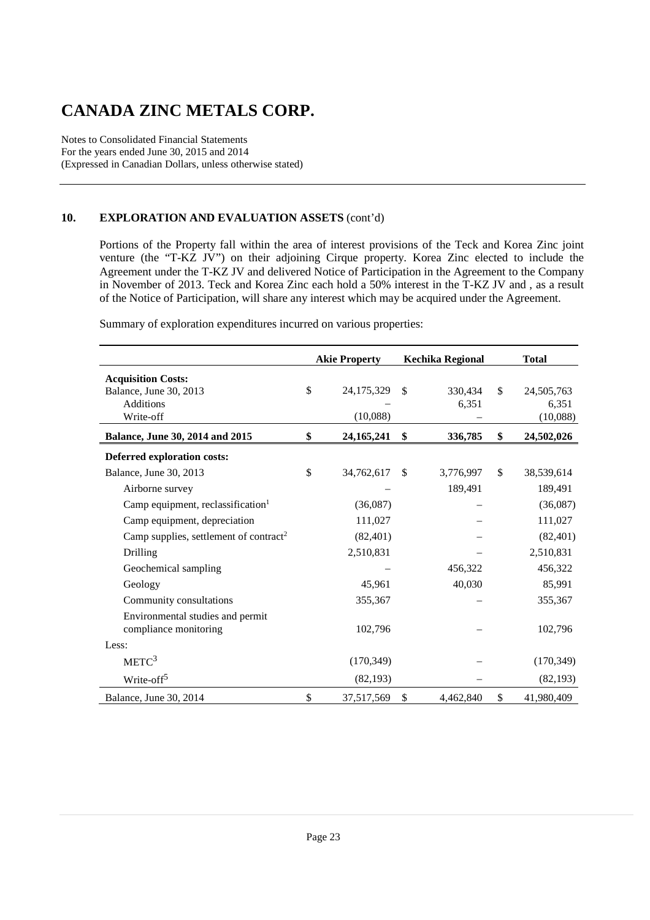# CANADA ZINC METALS CORP.

Notes to Consolidated Financial Statements
For the years ended June 30, 2015 and 2014
(Expressed in Canadian Dollars, unless otherwise stated)

## 10. EXPLORATION AND EVALUATION ASSETS (cont'd)

Portions of the Property fall within the area of interest provisions of the Teck and Korea Zinc joint venture (the "T-KZ JV") on their adjoining Cirque property. Korea Zinc elected to include the Agreement under the T-KZ JV and delivered Notice of Participation in the Agreement to the Company in November of 2013. Teck and Korea Zinc each hold a 50% interest in the T-KZ JV and , as a result of the Notice of Participation, will share any interest which may be acquired under the Agreement.

Summary of exploration expenditures incurred on various properties:

| | Akie Property | Kechika Regional | Total |
|---|---|---|---|
| **Acquisition Costs:** | | | |
| Balance, June 30, 2013 | $ 24,175,329 | $ 330,434 | $ 24,505,763 |
| Additions | – | 6,351 | 6,351 |
| Write-off | (10,088) | – | (10,088) |
| **Balance, June 30, 2014 and 2015** | **$ 24,165,241** | **$ 336,785** | **$ 24,502,026** |
| **Deferred exploration costs:** | | | |
| Balance, June 30, 2013 | $ 34,762,617 | $ 3,776,997 | $ 38,539,614 |
| Airborne survey | – | 189,491 | 189,491 |
| Camp equipment, reclassification[1] | (36,087) | – | (36,087) |
| Camp equipment, depreciation | 111,027 | – | 111,027 |
| Camp supplies, settlement of contract[2] | (82,401) | – | (82,401) |
| Drilling | 2,510,831 | – | 2,510,831 |
| Geochemical sampling | – | 456,322 | 456,322 |
| Geology | 45,961 | 40,030 | 85,991 |
| Community consultations | 355,367 | – | 355,367 |
| Environmental studies and permit compliance monitoring | 102,796 | – | 102,796 |
| Less: | | | |
| METC[3] | (170,349) | – | (170,349) |
| Write-off[5] | (82,193) | – | (82,193) |
| Balance, June 30, 2014 | $ 37,517,569 | $ 4,462,840 | $ 41,980,409 |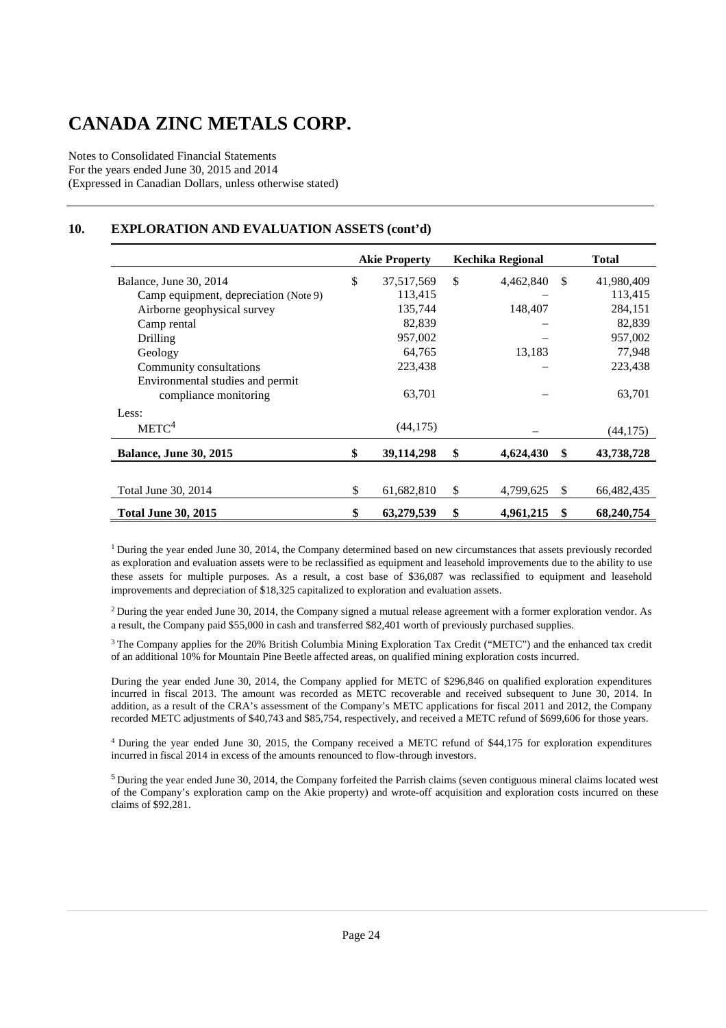# CANADA ZINC METALS CORP.

Notes to Consolidated Financial Statements
For the years ended June 30, 2015 and 2014
(Expressed in Canadian Dollars, unless otherwise stated)

## 10. EXPLORATION AND EVALUATION ASSETS (cont'd)

| | Akie Property | Kechika Regional | Total |
|---|---|---|---|
| Balance, June 30, 2014 | $ 37,517,569 | $ 4,462,840 | $ 41,980,409 |
| Camp equipment, depreciation (Note 9) | 113,415 | – | 113,415 |
| Airborne geophysical survey | 135,744 | 148,407 | 284,151 |
| Camp rental | 82,839 | – | 82,839 |
| Drilling | 957,002 | – | 957,002 |
| Geology | 64,765 | 13,183 | 77,948 |
| Community consultations | 223,438 | – | 223,438 |
| Environmental studies and permit compliance monitoring | 63,701 | – | 63,701 |
| Less: | | | |
| METC[4] | (44,175) | – | (44,175) |
| **Balance, June 30, 2015** | **$ 39,114,298** | **$ 4,624,430** | **$ 43,738,728** |
| | | | |
| Total June 30, 2014 | $ 61,682,810 | $ 4,799,625 | $ 66,482,435 |
| **Total June 30, 2015** | **$ 63,279,539** | **$ 4,961,215** | **$ 68,240,754** |

[1] During the year ended June 30, 2014, the Company determined based on new circumstances that assets previously recorded as exploration and evaluation assets were to be reclassified as equipment and leasehold improvements due to the ability to use these assets for multiple purposes. As a result, a cost base of $36,087 was reclassified to equipment and leasehold improvements and depreciation of $18,325 capitalized to exploration and evaluation assets.

[2] During the year ended June 30, 2014, the Company signed a mutual release agreement with a former exploration vendor. As a result, the Company paid $55,000 in cash and transferred $82,401 worth of previously purchased supplies.

[3] The Company applies for the 20% British Columbia Mining Exploration Tax Credit ("METC") and the enhanced tax credit of an additional 10% for Mountain Pine Beetle affected areas, on qualified mining exploration costs incurred.

During the year ended June 30, 2014, the Company applied for METC of $296,846 on qualified exploration expenditures incurred in fiscal 2013. The amount was recorded as METC recoverable and received subsequent to June 30, 2014. In addition, as a result of the CRA's assessment of the Company's METC applications for fiscal 2011 and 2012, the Company recorded METC adjustments of $40,743 and $85,754, respectively, and received a METC refund of $699,606 for those years.

[4] During the year ended June 30, 2015, the Company received a METC refund of $44,175 for exploration expenditures incurred in fiscal 2014 in excess of the amounts renounced to flow-through investors.

[5] During the year ended June 30, 2014, the Company forfeited the Parrish claims (seven contiguous mineral claims located west of the Company's exploration camp on the Akie property) and wrote-off acquisition and exploration costs incurred on these claims of $92,281.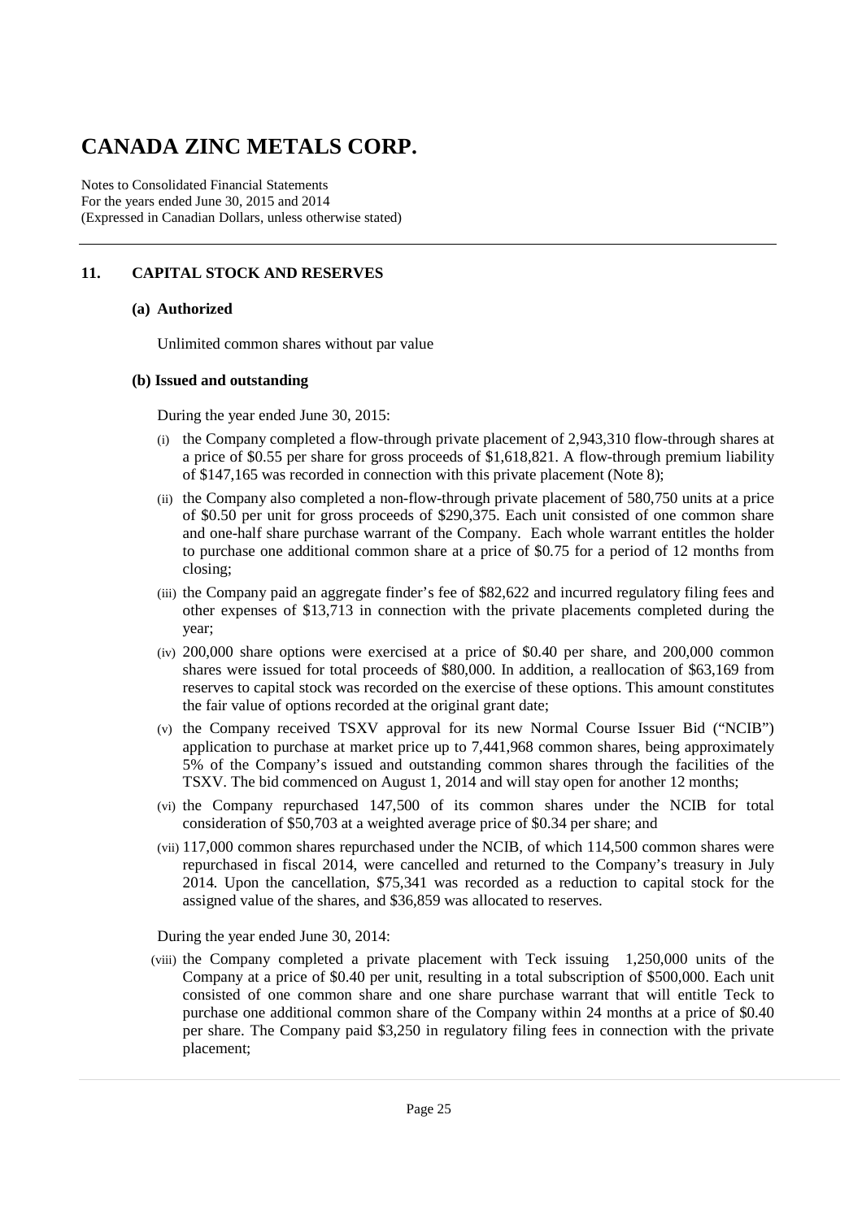## 11. CAPITAL STOCK AND RESERVES

### (a) Authorized

Unlimited common shares without par value

### (b) Issued and outstanding

During the year ended June 30, 2015:

(i) the Company completed a flow-through private placement of 2,943,310 flow-through shares at a price of $0.55 per share for gross proceeds of $1,618,821. A flow-through premium liability of $147,165 was recorded in connection with this private placement (Note 8);

(ii) the Company also completed a non-flow-through private placement of 580,750 units at a price of $0.50 per unit for gross proceeds of $290,375. Each unit consisted of one common share and one-half share purchase warrant of the Company. Each whole warrant entitles the holder to purchase one additional common share at a price of $0.75 for a period of 12 months from closing;

(iii) the Company paid an aggregate finder's fee of $82,622 and incurred regulatory filing fees and other expenses of $13,713 in connection with the private placements completed during the year;

(iv) 200,000 share options were exercised at a price of $0.40 per share, and 200,000 common shares were issued for total proceeds of $80,000. In addition, a reallocation of $63,169 from reserves to capital stock was recorded on the exercise of these options. This amount constitutes the fair value of options recorded at the original grant date;

(v) the Company received TSXV approval for its new Normal Course Issuer Bid ("NCIB") application to purchase at market price up to 7,441,968 common shares, being approximately 5% of the Company's issued and outstanding common shares through the facilities of the TSXV. The bid commenced on August 1, 2014 and will stay open for another 12 months;

(vi) the Company repurchased 147,500 of its common shares under the NCIB for total consideration of $50,703 at a weighted average price of $0.34 per share; and

(vii) 117,000 common shares repurchased under the NCIB, of which 114,500 common shares were repurchased in fiscal 2014, were cancelled and returned to the Company's treasury in July 2014. Upon the cancellation, $75,341 was recorded as a reduction to capital stock for the assigned value of the shares, and $36,859 was allocated to reserves.

During the year ended June 30, 2014:

(viii) the Company completed a private placement with Teck issuing 1,250,000 units of the Company at a price of $0.40 per unit, resulting in a total subscription of $500,000. Each unit consisted of one common share and one share purchase warrant that will entitle Teck to purchase one additional common share of the Company within 24 months at a price of $0.40 per share. The Company paid $3,250 in regulatory filing fees in connection with the private placement;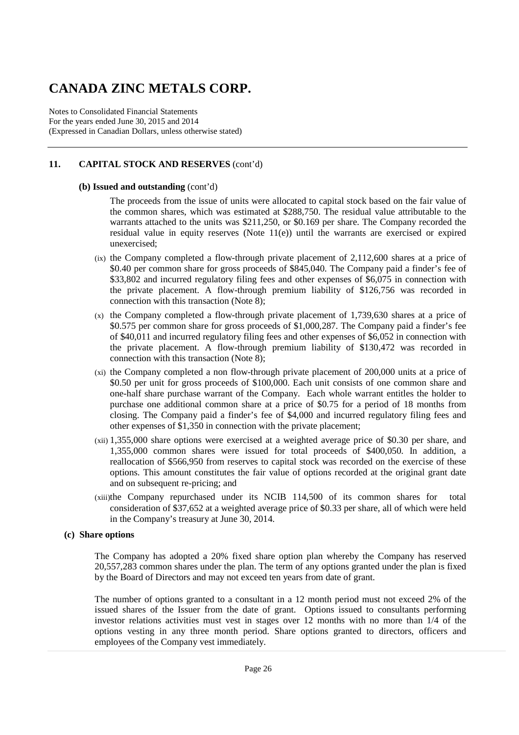# CANADA ZINC METALS CORP.

Notes to Consolidated Financial Statements
For the years ended June 30, 2015 and 2014
(Expressed in Canadian Dollars, unless otherwise stated)

## 11. CAPITAL STOCK AND RESERVES (cont'd)

### (b) Issued and outstanding (cont'd)

The proceeds from the issue of units were allocated to capital stock based on the fair value of the common shares, which was estimated at $288,750. The residual value attributable to the warrants attached to the units was $211,250, or $0.169 per share. The Company recorded the residual value in equity reserves (Note 11(e)) until the warrants are exercised or expired unexercised;

(ix) the Company completed a flow-through private placement of 2,112,600 shares at a price of $0.40 per common share for gross proceeds of $845,040. The Company paid a finder's fee of $33,802 and incurred regulatory filing fees and other expenses of $6,075 in connection with the private placement. A flow-through premium liability of $126,756 was recorded in connection with this transaction (Note 8);

(x) the Company completed a flow-through private placement of 1,739,630 shares at a price of $0.575 per common share for gross proceeds of $1,000,287. The Company paid a finder's fee of $40,011 and incurred regulatory filing fees and other expenses of $6,052 in connection with the private placement. A flow-through premium liability of $130,472 was recorded in connection with this transaction (Note 8);

(xi) the Company completed a non flow-through private placement of 200,000 units at a price of $0.50 per unit for gross proceeds of $100,000. Each unit consists of one common share and one-half share purchase warrant of the Company. Each whole warrant entitles the holder to purchase one additional common share at a price of $0.75 for a period of 18 months from closing. The Company paid a finder's fee of $4,000 and incurred regulatory filing fees and other expenses of $1,350 in connection with the private placement;

(xii) 1,355,000 share options were exercised at a weighted average price of $0.30 per share, and 1,355,000 common shares were issued for total proceeds of $400,050. In addition, a reallocation of $566,950 from reserves to capital stock was recorded on the exercise of these options. This amount constitutes the fair value of options recorded at the original grant date and on subsequent re-pricing; and

(xiii) the Company repurchased under its NCIB 114,500 of its common shares for total consideration of $37,652 at a weighted average price of $0.33 per share, all of which were held in the Company's treasury at June 30, 2014.

### (c) Share options

The Company has adopted a 20% fixed share option plan whereby the Company has reserved 20,557,283 common shares under the plan. The term of any options granted under the plan is fixed by the Board of Directors and may not exceed ten years from date of grant.

The number of options granted to a consultant in a 12 month period must not exceed 2% of the issued shares of the Issuer from the date of grant. Options issued to consultants performing investor relations activities must vest in stages over 12 months with no more than 1/4 of the options vesting in any three month period. Share options granted to directors, officers and employees of the Company vest immediately.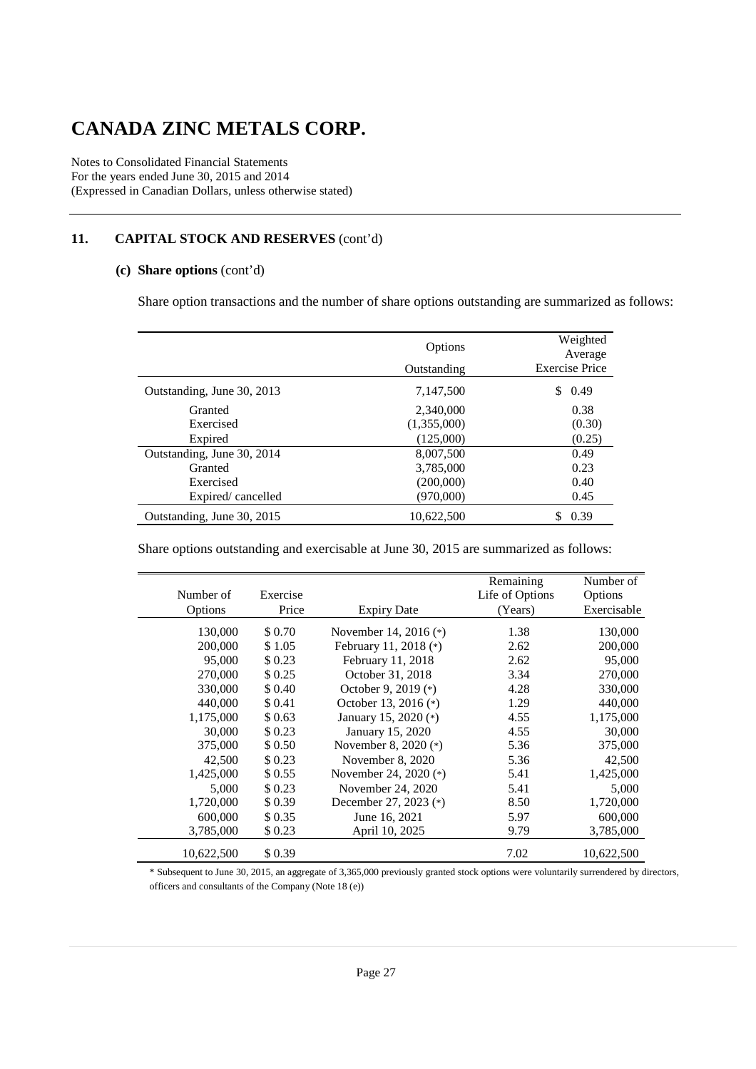# CANADA ZINC METALS CORP.

Notes to Consolidated Financial Statements
For the years ended June 30, 2015 and 2014
(Expressed in Canadian Dollars, unless otherwise stated)

## 11. CAPITAL STOCK AND RESERVES (cont'd)

### (c) Share options (cont'd)

Share option transactions and the number of share options outstanding are summarized as follows:

| | Options Outstanding | Weighted Average Exercise Price |
|---|---|---|
| Outstanding, June 30, 2013 | 7,147,500 | $ 0.49 |
| Granted | 2,340,000 | 0.38 |
| Exercised | (1,355,000) | (0.30) |
| Expired | (125,000) | (0.25) |
| Outstanding, June 30, 2014 | 8,007,500 | 0.49 |
| Granted | 3,785,000 | 0.23 |
| Exercised | (200,000) | 0.40 |
| Expired/ cancelled | (970,000) | 0.45 |
| Outstanding, June 30, 2015 | 10,622,500 | $ 0.39 |

Share options outstanding and exercisable at June 30, 2015 are summarized as follows:

| Number of Options | Exercise Price | Expiry Date | Remaining Life of Options (Years) | Number of Options Exercisable |
|---|---|---|---|---|
| 130,000 | $ 0.70 | November 14, 2016 (*) | 1.38 | 130,000 |
| 200,000 | $ 1.05 | February 11, 2018 (*) | 2.62 | 200,000 |
| 95,000 | $ 0.23 | February 11, 2018 | 2.62 | 95,000 |
| 270,000 | $ 0.25 | October 31, 2018 | 3.34 | 270,000 |
| 330,000 | $ 0.40 | October 9, 2019 (*) | 4.28 | 330,000 |
| 440,000 | $ 0.41 | October 13, 2016 (*) | 1.29 | 440,000 |
| 1,175,000 | $ 0.63 | January 15, 2020 (*) | 4.55 | 1,175,000 |
| 30,000 | $ 0.23 | January 15, 2020 | 4.55 | 30,000 |
| 375,000 | $ 0.50 | November 8, 2020 (*) | 5.36 | 375,000 |
| 42,500 | $ 0.23 | November 8, 2020 | 5.36 | 42,500 |
| 1,425,000 | $ 0.55 | November 24, 2020 (*) | 5.41 | 1,425,000 |
| 5,000 | $ 0.23 | November 24, 2020 | 5.41 | 5,000 |
| 1,720,000 | $ 0.39 | December 27, 2023 (*) | 8.50 | 1,720,000 |
| 600,000 | $ 0.35 | June 16, 2021 | 5.97 | 600,000 |
| 3,785,000 | $ 0.23 | April 10, 2025 | 9.79 | 3,785,000 |
| 10,622,500 | $ 0.39 | | 7.02 | 10,622,500 |

* Subsequent to June 30, 2015, an aggregate of 3,365,000 previously granted stock options were voluntarily surrendered by directors, officers and consultants of the Company (Note 18 (e))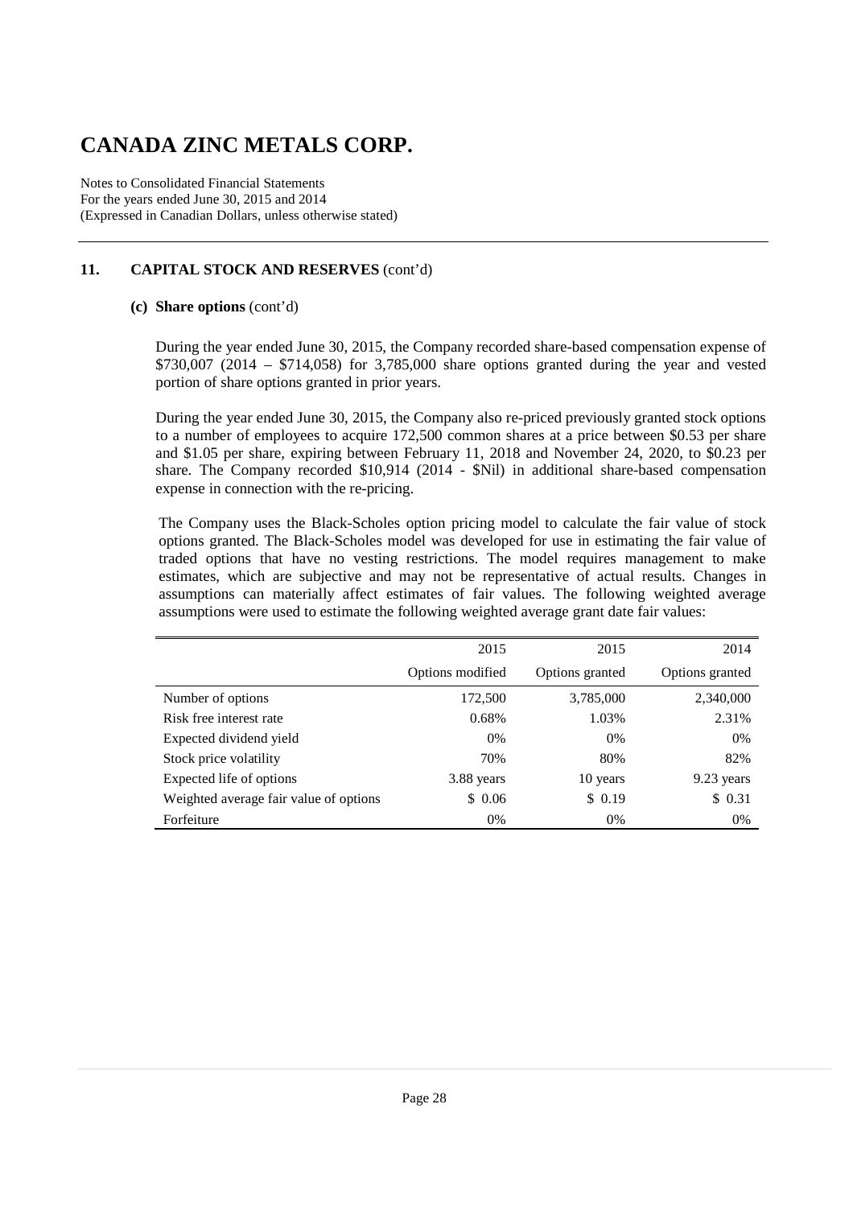# CANADA ZINC METALS CORP.

Notes to Consolidated Financial Statements
For the years ended June 30, 2015 and 2014
(Expressed in Canadian Dollars, unless otherwise stated)

## 11. CAPITAL STOCK AND RESERVES (cont'd)

### (c) Share options (cont'd)

During the year ended June 30, 2015, the Company recorded share-based compensation expense of \$730,007 (2014 – \$714,058) for 3,785,000 share options granted during the year and vested portion of share options granted in prior years.

During the year ended June 30, 2015, the Company also re-priced previously granted stock options to a number of employees to acquire 172,500 common shares at a price between \$0.53 per share and \$1.05 per share, expiring between February 11, 2018 and November 24, 2020, to \$0.23 per share. The Company recorded \$10,914 (2014 - \$Nil) in additional share-based compensation expense in connection with the re-pricing.

The Company uses the Black-Scholes option pricing model to calculate the fair value of stock options granted. The Black-Scholes model was developed for use in estimating the fair value of traded options that have no vesting restrictions. The model requires management to make estimates, which are subjective and may not be representative of actual results. Changes in assumptions can materially affect estimates of fair values. The following weighted average assumptions were used to estimate the following weighted average grant date fair values:

| | 2015 | 2015 | 2014 |
|---|---|---|---|
| | Options modified | Options granted | Options granted |
| Number of options | 172,500 | 3,785,000 | 2,340,000 |
| Risk free interest rate | 0.68% | 1.03% | 2.31% |
| Expected dividend yield | 0% | 0% | 0% |
| Stock price volatility | 70% | 80% | 82% |
| Expected life of options | 3.88 years | 10 years | 9.23 years |
| Weighted average fair value of options | \$ 0.06 | \$ 0.19 | \$ 0.31 |
| Forfeiture | 0% | 0% | 0% |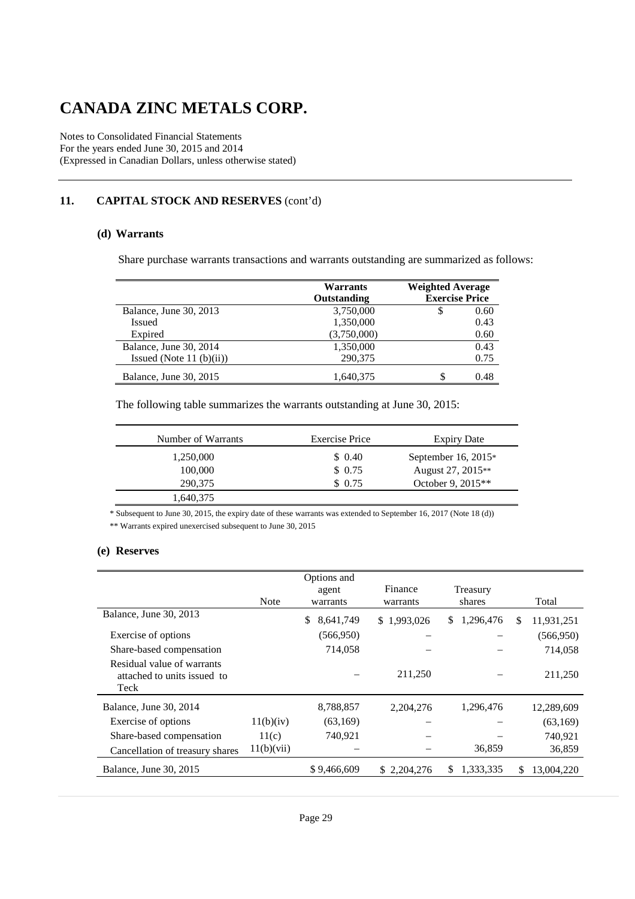# CANADA ZINC METALS CORP.

Notes to Consolidated Financial Statements
For the years ended June 30, 2015 and 2014
(Expressed in Canadian Dollars, unless otherwise stated)

## 11. CAPITAL STOCK AND RESERVES (cont'd)

### (d) Warrants

Share purchase warrants transactions and warrants outstanding are summarized as follows:

| | Warrants Outstanding | Weighted Average Exercise Price |
|---|---|---|
| Balance, June 30, 2013 | 3,750,000 | $ 0.60 |
| Issued | 1,350,000 | 0.43 |
| Expired | (3,750,000) | 0.60 |
| Balance, June 30, 2014 | 1,350,000 | 0.43 |
| Issued (Note 11 (b)(ii)) | 290,375 | 0.75 |
| Balance, June 30, 2015 | 1,640,375 | $ 0.48 |

The following table summarizes the warrants outstanding at June 30, 2015:

| Number of Warrants | Exercise Price | Expiry Date |
|---|---|---|
| 1,250,000 | $ 0.40 | September 16, 2015* |
| 100,000 | $ 0.75 | August 27, 2015** |
| 290,375 | $ 0.75 | October 9, 2015** |
| 1,640,375 | | |

\* Subsequent to June 30, 2015, the expiry date of these warrants was extended to September 16, 2017 (Note 18 (d))

\*\* Warrants expired unexercised subsequent to June 30, 2015

### (e) Reserves

| | Note | Options and agent warrants | Finance warrants | Treasury shares | Total |
|---|---|---|---|---|---|
| Balance, June 30, 2013 | | $ 8,641,749 | $ 1,993,026 | $ 1,296,476 | $ 11,931,251 |
| Exercise of options | | (566,950) | – | – | (566,950) |
| Share-based compensation | | 714,058 | – | – | 714,058 |
| Residual value of warrants attached to units issued to Teck | | – | 211,250 | – | 211,250 |
| Balance, June 30, 2014 | | 8,788,857 | 2,204,276 | 1,296,476 | 12,289,609 |
| Exercise of options | 11(b)(iv) | (63,169) | – | – | (63,169) |
| Share-based compensation | 11(c) | 740,921 | – | – | 740,921 |
| Cancellation of treasury shares | 11(b)(vii) | – | – | 36,859 | 36,859 |
| Balance, June 30, 2015 | | $ 9,466,609 | $ 2,204,276 | $ 1,333,335 | $ 13,004,220 |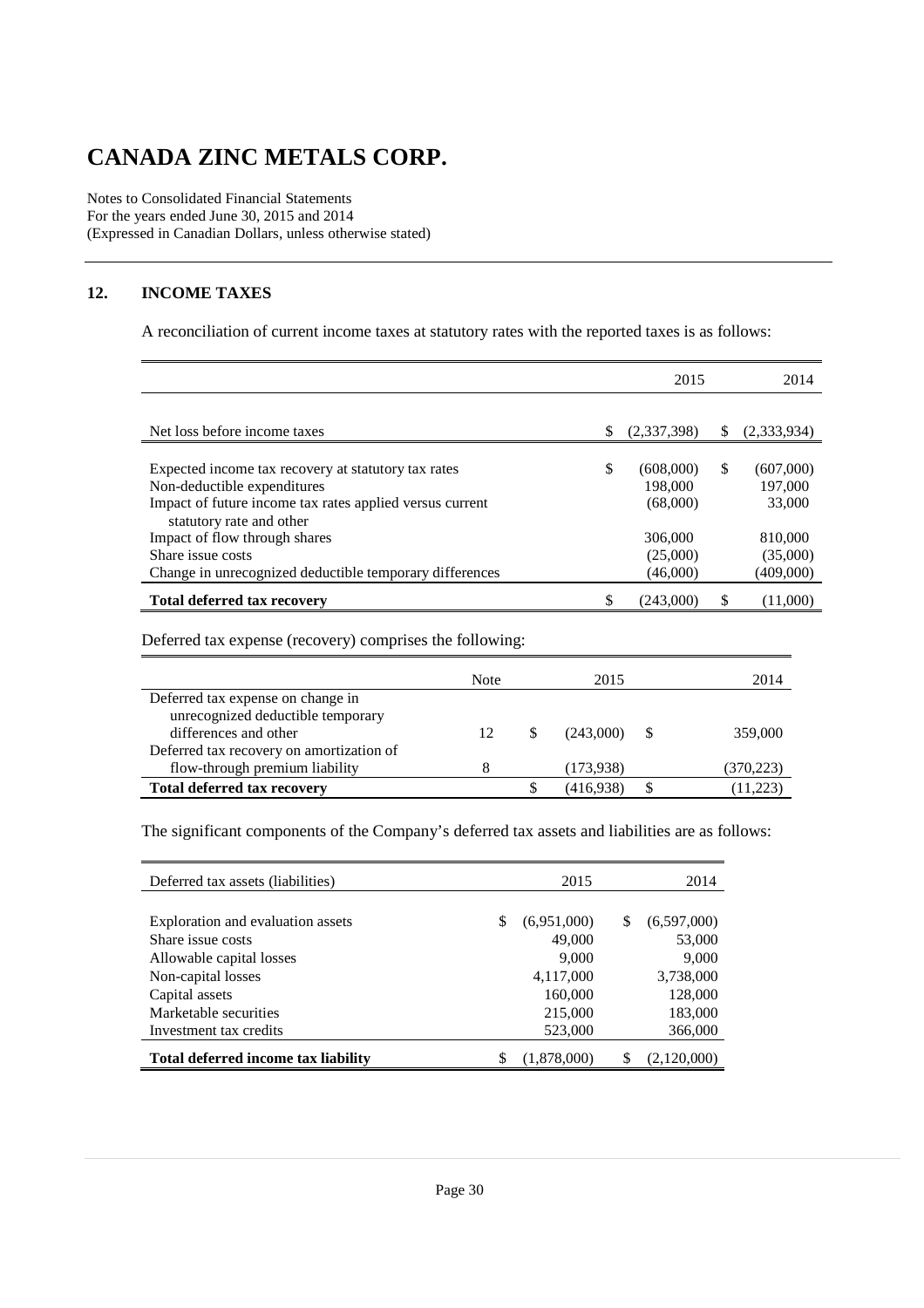# CANADA ZINC METALS CORP.

Notes to Consolidated Financial Statements
For the years ended June 30, 2015 and 2014
(Expressed in Canadian Dollars, unless otherwise stated)

## 12. INCOME TAXES

A reconciliation of current income taxes at statutory rates with the reported taxes is as follows:

| | 2015 | 2014 |
|---|---|---|
| Net loss before income taxes | $ (2,337,398) | $ (2,333,934) |
| Expected income tax recovery at statutory tax rates | $ (608,000) | $ (607,000) |
| Non-deductible expenditures | 198,000 | 197,000 |
| Impact of future income tax rates applied versus current statutory rate and other | (68,000) | 33,000 |
| Impact of flow through shares | 306,000 | 810,000 |
| Share issue costs | (25,000) | (35,000) |
| Change in unrecognized deductible temporary differences | (46,000) | (409,000) |
| **Total deferred tax recovery** | $ (243,000) | $ (11,000) |

Deferred tax expense (recovery) comprises the following:

| | Note | 2015 | 2014 |
|---|---|---|---|
| Deferred tax expense on change in unrecognized deductible temporary differences and other | 12 | $ (243,000) | $ 359,000 |
| Deferred tax recovery on amortization of flow-through premium liability | 8 | (173,938) | (370,223) |
| **Total deferred tax recovery** | | $ (416,938) | $ (11,223) |

The significant components of the Company's deferred tax assets and liabilities are as follows:

| Deferred tax assets (liabilities) | 2015 | 2014 |
|---|---|---|
| Exploration and evaluation assets | $ (6,951,000) | $ (6,597,000) |
| Share issue costs | 49,000 | 53,000 |
| Allowable capital losses | 9,000 | 9,000 |
| Non-capital losses | 4,117,000 | 3,738,000 |
| Capital assets | 160,000 | 128,000 |
| Marketable securities | 215,000 | 183,000 |
| Investment tax credits | 523,000 | 366,000 |
| **Total deferred income tax liability** | $ (1,878,000) | $ (2,120,000) |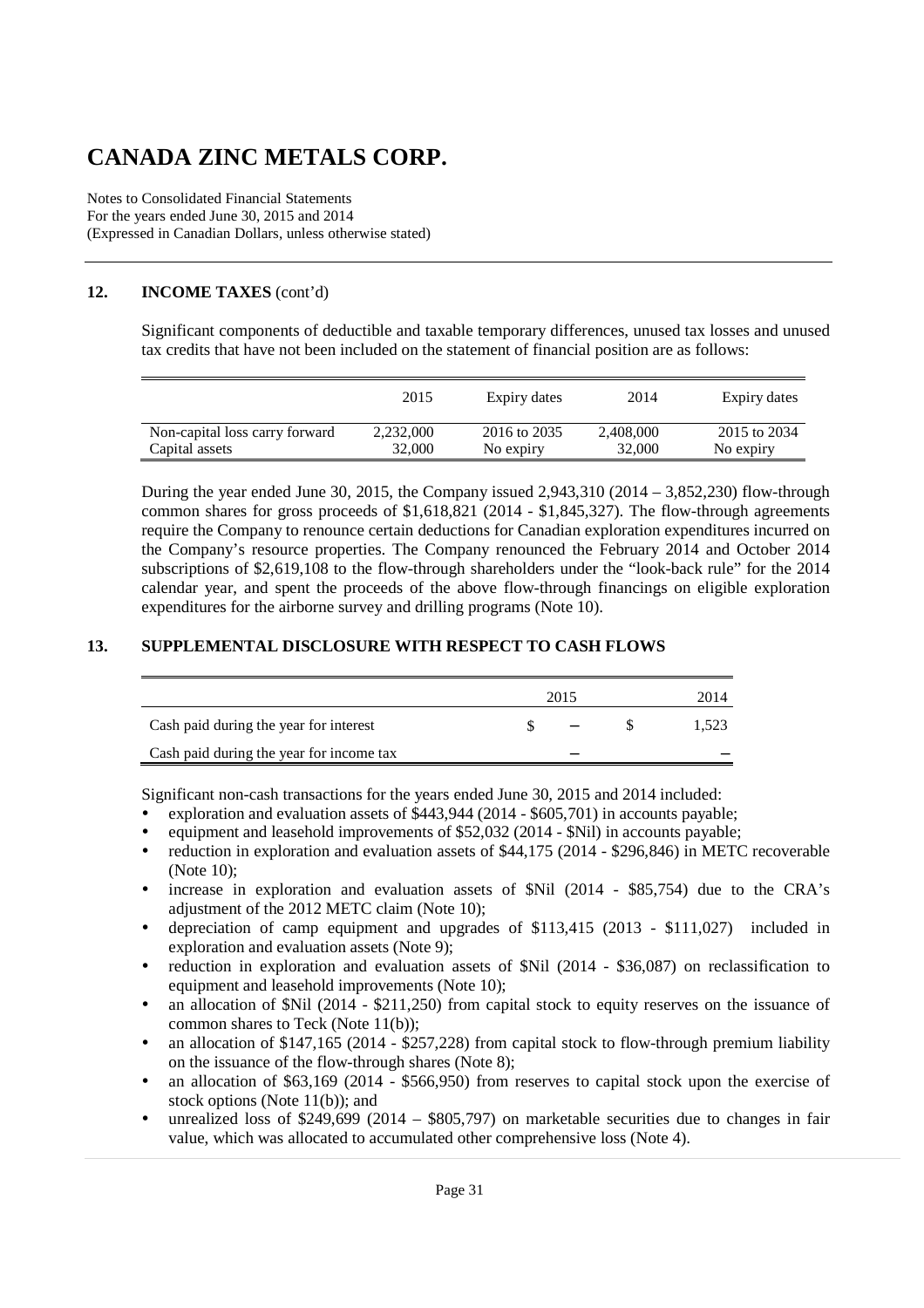# CANADA ZINC METALS CORP.

Notes to Consolidated Financial Statements
For the years ended June 30, 2015 and 2014
(Expressed in Canadian Dollars, unless otherwise stated)

## 12. INCOME TAXES (cont'd)

Significant components of deductible and taxable temporary differences, unused tax losses and unused tax credits that have not been included on the statement of financial position are as follows:

| | 2015 | Expiry dates | 2014 | Expiry dates |
|---|---|---|---|---|
| Non-capital loss carry forward | 2,232,000 | 2016 to 2035 | 2,408,000 | 2015 to 2034 |
| Capital assets | 32,000 | No expiry | 32,000 | No expiry |

During the year ended June 30, 2015, the Company issued 2,943,310 (2014 – 3,852,230) flow-through common shares for gross proceeds of $1,618,821 (2014 - $1,845,327). The flow-through agreements require the Company to renounce certain deductions for Canadian exploration expenditures incurred on the Company's resource properties. The Company renounced the February 2014 and October 2014 subscriptions of $2,619,108 to the flow-through shareholders under the "look-back rule" for the 2014 calendar year, and spent the proceeds of the above flow-through financings on eligible exploration expenditures for the airborne survey and drilling programs (Note 10).

## 13. SUPPLEMENTAL DISCLOSURE WITH RESPECT TO CASH FLOWS

| | 2015 | 2014 |
|---|---|---|
| Cash paid during the year for interest | $ – | $ 1,523 |
| Cash paid during the year for income tax | – | – |

Significant non-cash transactions for the years ended June 30, 2015 and 2014 included:

- exploration and evaluation assets of $443,944 (2014 - $605,701) in accounts payable;
- equipment and leasehold improvements of $52,032 (2014 - $Nil) in accounts payable;
- reduction in exploration and evaluation assets of $44,175 (2014 - $296,846) in METC recoverable (Note 10);
- increase in exploration and evaluation assets of $Nil (2014 - $85,754) due to the CRA's adjustment of the 2012 METC claim (Note 10);
- depreciation of camp equipment and upgrades of $113,415 (2013 - $111,027) included in exploration and evaluation assets (Note 9);
- reduction in exploration and evaluation assets of $Nil (2014 - $36,087) on reclassification to equipment and leasehold improvements (Note 10);
- an allocation of $Nil (2014 - $211,250) from capital stock to equity reserves on the issuance of common shares to Teck (Note 11(b));
- an allocation of $147,165 (2014 - $257,228) from capital stock to flow-through premium liability on the issuance of the flow-through shares (Note 8);
- an allocation of $63,169 (2014 - $566,950) from reserves to capital stock upon the exercise of stock options (Note 11(b)); and
- unrealized loss of $249,699 (2014 – $805,797) on marketable securities due to changes in fair value, which was allocated to accumulated other comprehensive loss (Note 4).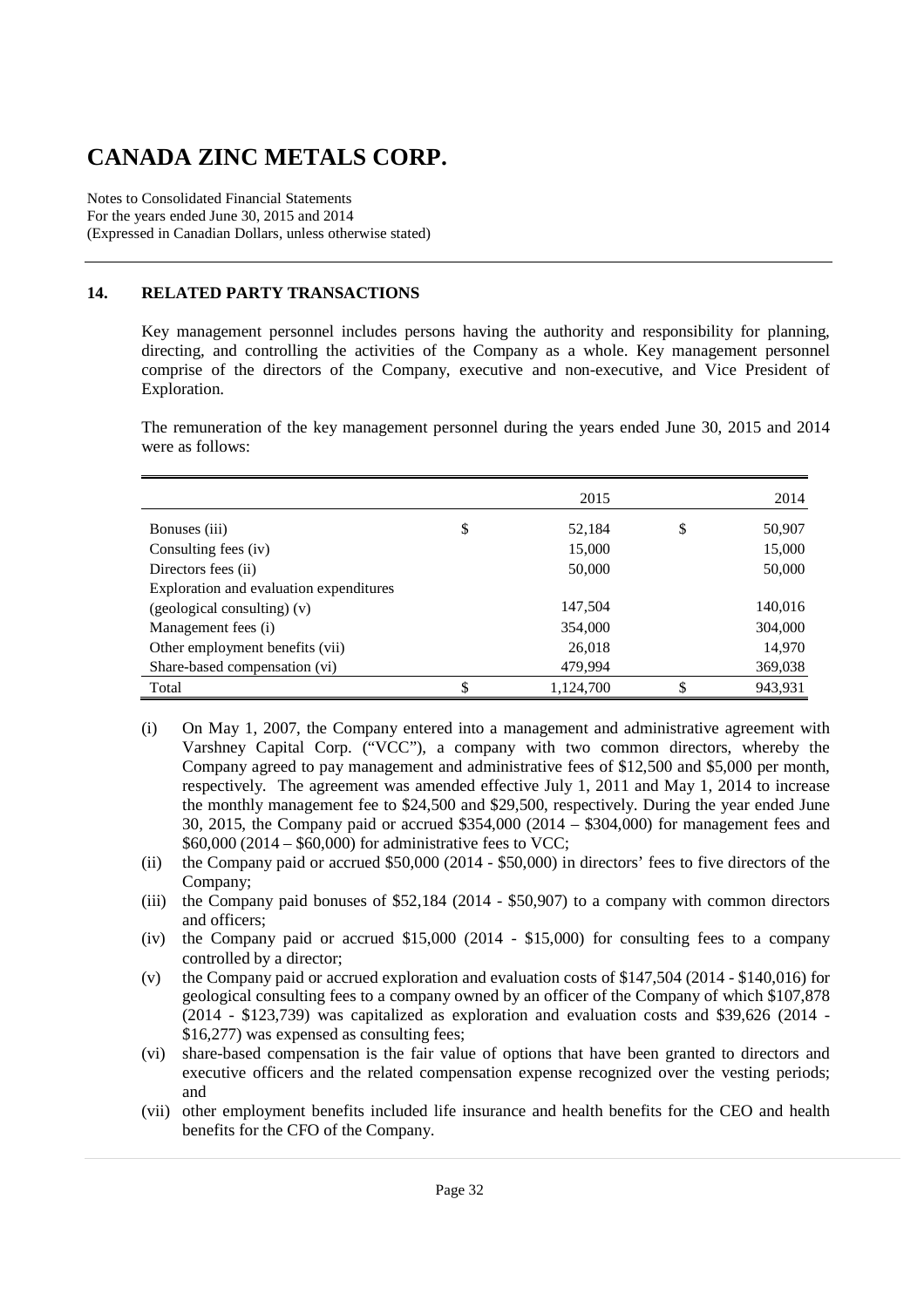# CANADA ZINC METALS CORP.

Notes to Consolidated Financial Statements
For the years ended June 30, 2015 and 2014
(Expressed in Canadian Dollars, unless otherwise stated)

## 14. RELATED PARTY TRANSACTIONS

Key management personnel includes persons having the authority and responsibility for planning, directing, and controlling the activities of the Company as a whole. Key management personnel comprise of the directors of the Company, executive and non-executive, and Vice President of Exploration.

The remuneration of the key management personnel during the years ended June 30, 2015 and 2014 were as follows:

| | 2015 | 2014 |
|---|---|---|
| Bonuses (iii) | $ 52,184 | $ 50,907 |
| Consulting fees (iv) | 15,000 | 15,000 |
| Directors fees (ii) | 50,000 | 50,000 |
| Exploration and evaluation expenditures (geological consulting) (v) | 147,504 | 140,016 |
| Management fees (i) | 354,000 | 304,000 |
| Other employment benefits (vii) | 26,018 | 14,970 |
| Share-based compensation (vi) | 479,994 | 369,038 |
| Total | $ 1,124,700 | $ 943,931 |

(i) On May 1, 2007, the Company entered into a management and administrative agreement with Varshney Capital Corp. ("VCC"), a company with two common directors, whereby the Company agreed to pay management and administrative fees of $12,500 and $5,000 per month, respectively. The agreement was amended effective July 1, 2011 and May 1, 2014 to increase the monthly management fee to $24,500 and $29,500, respectively. During the year ended June 30, 2015, the Company paid or accrued $354,000 (2014 – $304,000) for management fees and $60,000 (2014 – $60,000) for administrative fees to VCC;

(ii) the Company paid or accrued $50,000 (2014 - $50,000) in directors' fees to five directors of the Company;

(iii) the Company paid bonuses of $52,184 (2014 - $50,907) to a company with common directors and officers;

(iv) the Company paid or accrued $15,000 (2014 - $15,000) for consulting fees to a company controlled by a director;

(v) the Company paid or accrued exploration and evaluation costs of $147,504 (2014 - $140,016) for geological consulting fees to a company owned by an officer of the Company of which $107,878 (2014 - $123,739) was capitalized as exploration and evaluation costs and $39,626 (2014 - $16,277) was expensed as consulting fees;

(vi) share-based compensation is the fair value of options that have been granted to directors and executive officers and the related compensation expense recognized over the vesting periods; and

(vii) other employment benefits included life insurance and health benefits for the CEO and health benefits for the CFO of the Company.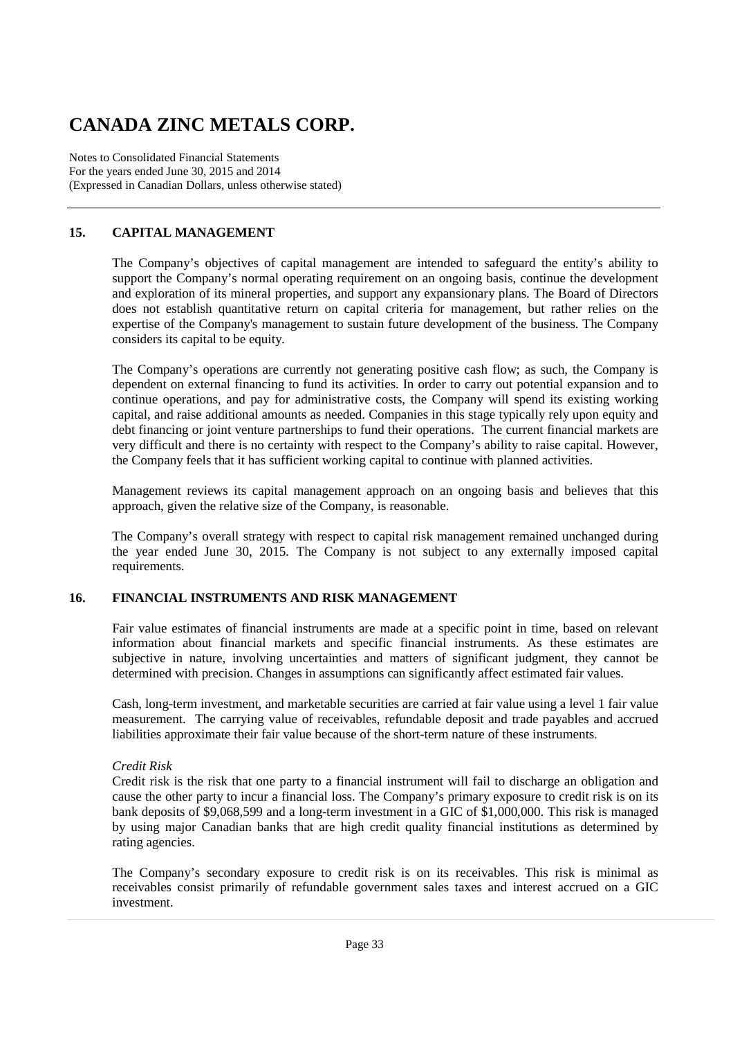## 15. CAPITAL MANAGEMENT

The Company's objectives of capital management are intended to safeguard the entity's ability to support the Company's normal operating requirement on an ongoing basis, continue the development and exploration of its mineral properties, and support any expansionary plans. The Board of Directors does not establish quantitative return on capital criteria for management, but rather relies on the expertise of the Company's management to sustain future development of the business. The Company considers its capital to be equity.

The Company's operations are currently not generating positive cash flow; as such, the Company is dependent on external financing to fund its activities. In order to carry out potential expansion and to continue operations, and pay for administrative costs, the Company will spend its existing working capital, and raise additional amounts as needed. Companies in this stage typically rely upon equity and debt financing or joint venture partnerships to fund their operations. The current financial markets are very difficult and there is no certainty with respect to the Company's ability to raise capital. However, the Company feels that it has sufficient working capital to continue with planned activities.

Management reviews its capital management approach on an ongoing basis and believes that this approach, given the relative size of the Company, is reasonable.

The Company's overall strategy with respect to capital risk management remained unchanged during the year ended June 30, 2015. The Company is not subject to any externally imposed capital requirements.

## 16. FINANCIAL INSTRUMENTS AND RISK MANAGEMENT

Fair value estimates of financial instruments are made at a specific point in time, based on relevant information about financial markets and specific financial instruments. As these estimates are subjective in nature, involving uncertainties and matters of significant judgment, they cannot be determined with precision. Changes in assumptions can significantly affect estimated fair values.

Cash, long-term investment, and marketable securities are carried at fair value using a level 1 fair value measurement. The carrying value of receivables, refundable deposit and trade payables and accrued liabilities approximate their fair value because of the short-term nature of these instruments.

*Credit Risk*

Credit risk is the risk that one party to a financial instrument will fail to discharge an obligation and cause the other party to incur a financial loss. The Company's primary exposure to credit risk is on its bank deposits of $9,068,599 and a long-term investment in a GIC of $1,000,000. This risk is managed by using major Canadian banks that are high credit quality financial institutions as determined by rating agencies.

The Company's secondary exposure to credit risk is on its receivables. This risk is minimal as receivables consist primarily of refundable government sales taxes and interest accrued on a GIC investment.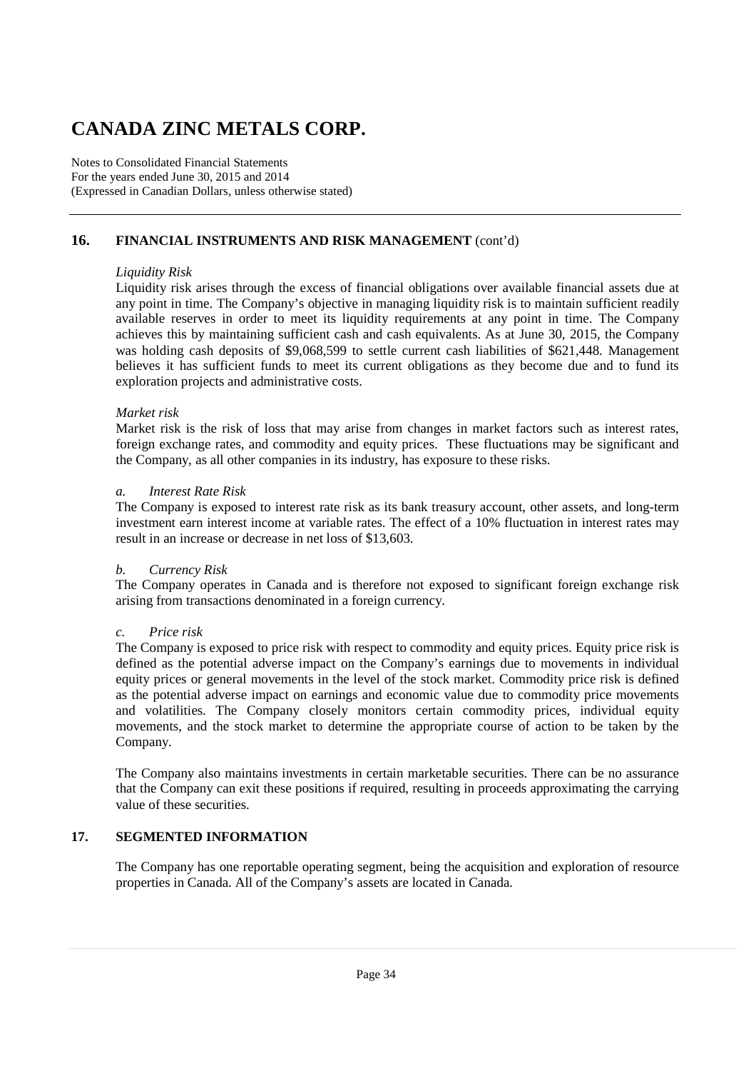# CANADA ZINC METALS CORP.

Notes to Consolidated Financial Statements
For the years ended June 30, 2015 and 2014
(Expressed in Canadian Dollars, unless otherwise stated)

## 16. FINANCIAL INSTRUMENTS AND RISK MANAGEMENT (cont'd)

*Liquidity Risk*

Liquidity risk arises through the excess of financial obligations over available financial assets due at any point in time. The Company's objective in managing liquidity risk is to maintain sufficient readily available reserves in order to meet its liquidity requirements at any point in time. The Company achieves this by maintaining sufficient cash and cash equivalents. As at June 30, 2015, the Company was holding cash deposits of $9,068,599 to settle current cash liabilities of $621,448. Management believes it has sufficient funds to meet its current obligations as they become due and to fund its exploration projects and administrative costs.

*Market risk*

Market risk is the risk of loss that may arise from changes in market factors such as interest rates, foreign exchange rates, and commodity and equity prices. These fluctuations may be significant and the Company, as all other companies in its industry, has exposure to these risks.

*a. Interest Rate Risk*

The Company is exposed to interest rate risk as its bank treasury account, other assets, and long-term investment earn interest income at variable rates. The effect of a 10% fluctuation in interest rates may result in an increase or decrease in net loss of $13,603.

*b. Currency Risk*

The Company operates in Canada and is therefore not exposed to significant foreign exchange risk arising from transactions denominated in a foreign currency.

*c. Price risk*

The Company is exposed to price risk with respect to commodity and equity prices. Equity price risk is defined as the potential adverse impact on the Company's earnings due to movements in individual equity prices or general movements in the level of the stock market. Commodity price risk is defined as the potential adverse impact on earnings and economic value due to commodity price movements and volatilities. The Company closely monitors certain commodity prices, individual equity movements, and the stock market to determine the appropriate course of action to be taken by the Company.

The Company also maintains investments in certain marketable securities. There can be no assurance that the Company can exit these positions if required, resulting in proceeds approximating the carrying value of these securities.

## 17. SEGMENTED INFORMATION

The Company has one reportable operating segment, being the acquisition and exploration of resource properties in Canada. All of the Company's assets are located in Canada.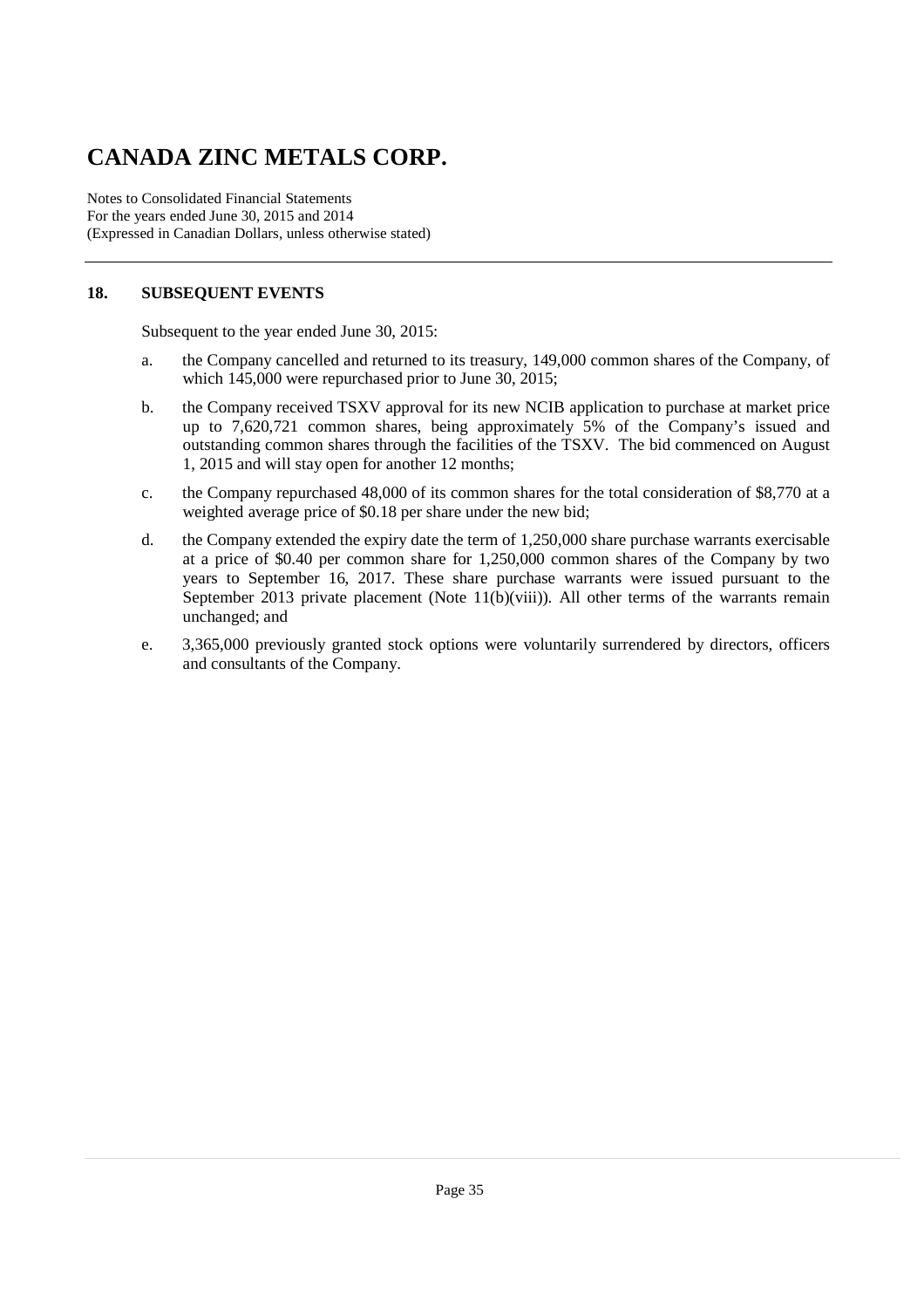# CANADA ZINC METALS CORP.

Notes to Consolidated Financial Statements
For the years ended June 30, 2015 and 2014
(Expressed in Canadian Dollars, unless otherwise stated)

## 18. SUBSEQUENT EVENTS

Subsequent to the year ended June 30, 2015:

a. the Company cancelled and returned to its treasury, 149,000 common shares of the Company, of which 145,000 were repurchased prior to June 30, 2015;

b. the Company received TSXV approval for its new NCIB application to purchase at market price up to 7,620,721 common shares, being approximately 5% of the Company's issued and outstanding common shares through the facilities of the TSXV. The bid commenced on August 1, 2015 and will stay open for another 12 months;

c. the Company repurchased 48,000 of its common shares for the total consideration of $8,770 at a weighted average price of $0.18 per share under the new bid;

d. the Company extended the expiry date the term of 1,250,000 share purchase warrants exercisable at a price of $0.40 per common share for 1,250,000 common shares of the Company by two years to September 16, 2017. These share purchase warrants were issued pursuant to the September 2013 private placement (Note 11(b)(viii)). All other terms of the warrants remain unchanged; and

e. 3,365,000 previously granted stock options were voluntarily surrendered by directors, officers and consultants of the Company.